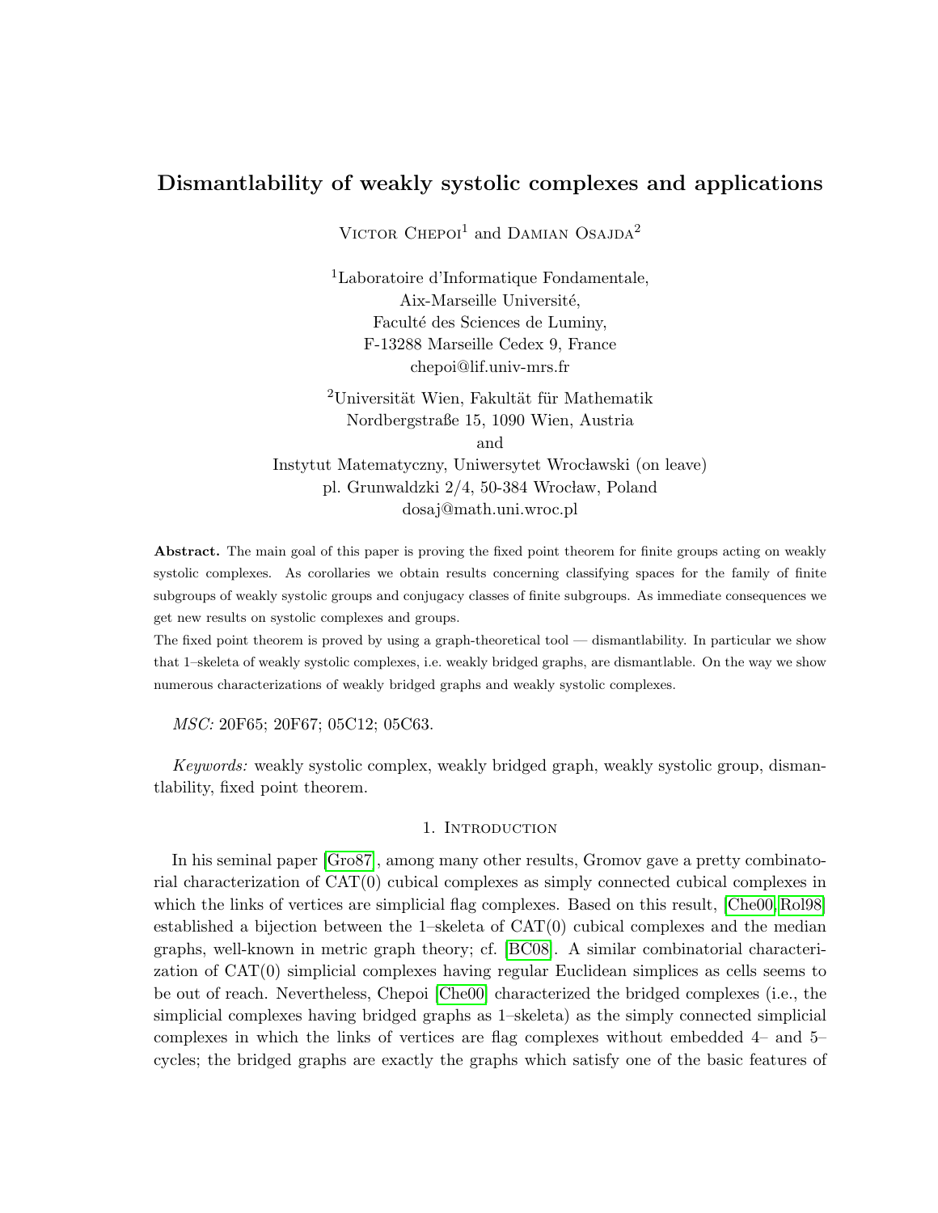# Dismantlability of weakly systolic complexes and applications

Victor Chepoi[1] and Damian Osajda[2]

[1]Laboratoire d'Informatique Fondamentale,
Aix-Marseille Université,
Faculté des Sciences de Luminy,
F-13288 Marseille Cedex 9, France
chepoi@lif.univ-mrs.fr

[2]Universität Wien, Fakultät für Mathematik
Nordbergstraße 15, 1090 Wien, Austria
and
Instytut Matematyczny, Uniwersytet Wrocławski (on leave)
pl. Grunwaldzki 2/4, 50-384 Wrocław, Poland
dosaj@math.uni.wroc.pl

**Abstract.** The main goal of this paper is proving the fixed point theorem for finite groups acting on weakly systolic complexes. As corollaries we obtain results concerning classifying spaces for the family of finite subgroups of weakly systolic groups and conjugacy classes of finite subgroups. As immediate consequences we get new results on systolic complexes and groups.

The fixed point theorem is proved by using a graph-theoretical tool — dismantlability. In particular we show that 1–skeleta of weakly systolic complexes, i.e. weakly bridged graphs, are dismantlable. On the way we show numerous characterizations of weakly bridged graphs and weakly systolic complexes.

*MSC:* 20F65; 20F67; 05C12; 05C63.

*Keywords:* weakly systolic complex, weakly bridged graph, weakly systolic group, dismantlability, fixed point theorem.

## 1. Introduction

In his seminal paper [Gro87], among many other results, Gromov gave a pretty combinatorial characterization of CAT(0) cubical complexes as simply connected cubical complexes in which the links of vertices are simplicial flag complexes. Based on this result, [Che00, Rol98] established a bijection between the 1–skeleta of CAT(0) cubical complexes and the median graphs, well-known in metric graph theory; cf. [BC08]. A similar combinatorial characterization of CAT(0) simplicial complexes having regular Euclidean simplices as cells seems to be out of reach. Nevertheless, Chepoi [Che00] characterized the bridged complexes (i.e., the simplicial complexes having bridged graphs as 1–skeleta) as the simply connected simplicial complexes in which the links of vertices are flag complexes without embedded 4– and 5–cycles; the bridged graphs are exactly the graphs which satisfy one of the basic features of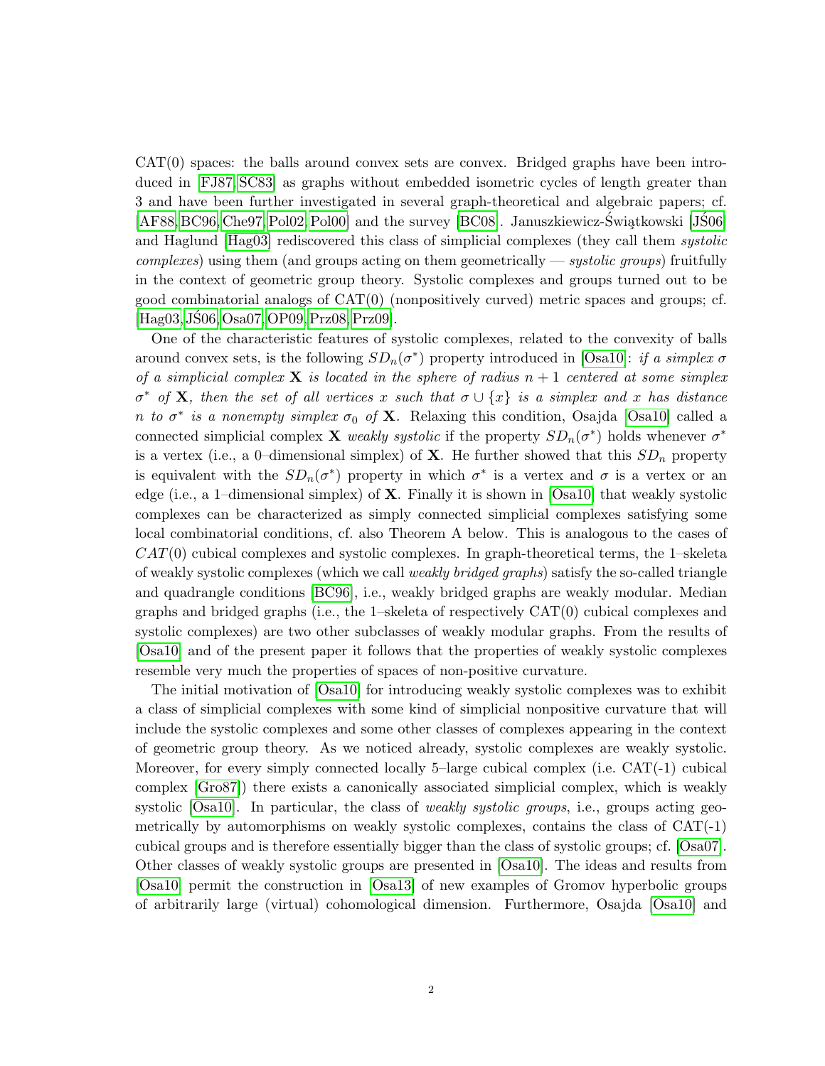CAT(0) spaces: the balls around convex sets are convex. Bridged graphs have been introduced in [FJ87, SC83] as graphs without embedded isometric cycles of length greater than 3 and have been further investigated in several graph-theoretical and algebraic papers; cf. [AF88, BC96, Che97, Pol02, Pol00] and the survey [BC08]. Januszkiewicz-Świątkowski [JŚ06] and Haglund [Hag03] rediscovered this class of simplicial complexes (they call them *systolic complexes*) using them (and groups acting on them geometrically — *systolic groups*) fruitfully in the context of geometric group theory. Systolic complexes and groups turned out to be good combinatorial analogs of CAT(0) (nonpositively curved) metric spaces and groups; cf. [Hag03, JŚ06, Osa07, OP09, Prz08, Prz09].

One of the characteristic features of systolic complexes, related to the convexity of balls around convex sets, is the following $SD_n(\sigma^*)$ property introduced in [Osa10]: *if a simplex $\sigma$ of a simplicial complex $\mathbf{X}$ is located in the sphere of radius $n+1$ centered at some simplex $\sigma^*$ of $\mathbf{X}$, then the set of all vertices $x$ such that $\sigma \cup \{x\}$ is a simplex and $x$ has distance $n$ to $\sigma^*$ is a nonempty simplex $\sigma_0$ of $\mathbf{X}$.* Relaxing this condition, Osajda [Osa10] called a connected simplicial complex $\mathbf{X}$ *weakly systolic* if the property $SD_n(\sigma^*)$ holds whenever $\sigma^*$ is a vertex (i.e., a 0–dimensional simplex) of $\mathbf{X}$. He further showed that this $SD_n$ property is equivalent with the $SD_n(\sigma^*)$ property in which $\sigma^*$ is a vertex and $\sigma$ is a vertex or an edge (i.e., a 1–dimensional simplex) of $\mathbf{X}$. Finally it is shown in [Osa10] that weakly systolic complexes can be characterized as simply connected simplicial complexes satisfying some local combinatorial conditions, cf. also Theorem A below. This is analogous to the cases of $CAT(0)$ cubical complexes and systolic complexes. In graph-theoretical terms, the 1–skeleta of weakly systolic complexes (which we call *weakly bridged graphs*) satisfy the so-called triangle and quadrangle conditions [BC96], i.e., weakly bridged graphs are weakly modular. Median graphs and bridged graphs (i.e., the 1–skeleta of respectively CAT(0) cubical complexes and systolic complexes) are two other subclasses of weakly modular graphs. From the results of [Osa10] and of the present paper it follows that the properties of weakly systolic complexes resemble very much the properties of spaces of non-positive curvature.

The initial motivation of [Osa10] for introducing weakly systolic complexes was to exhibit a class of simplicial complexes with some kind of simplicial nonpositive curvature that will include the systolic complexes and some other classes of complexes appearing in the context of geometric group theory. As we noticed already, systolic complexes are weakly systolic. Moreover, for every simply connected locally 5–large cubical complex (i.e. CAT(-1) cubical complex [Gro87]) there exists a canonically associated simplicial complex, which is weakly systolic [Osa10]. In particular, the class of *weakly systolic groups*, i.e., groups acting geometrically by automorphisms on weakly systolic complexes, contains the class of CAT(-1) cubical groups and is therefore essentially bigger than the class of systolic groups; cf. [Osa07]. Other classes of weakly systolic groups are presented in [Osa10]. The ideas and results from [Osa10] permit the construction in [Osa13] of new examples of Gromov hyperbolic groups of arbitrarily large (virtual) cohomological dimension. Furthermore, Osajda [Osa10] and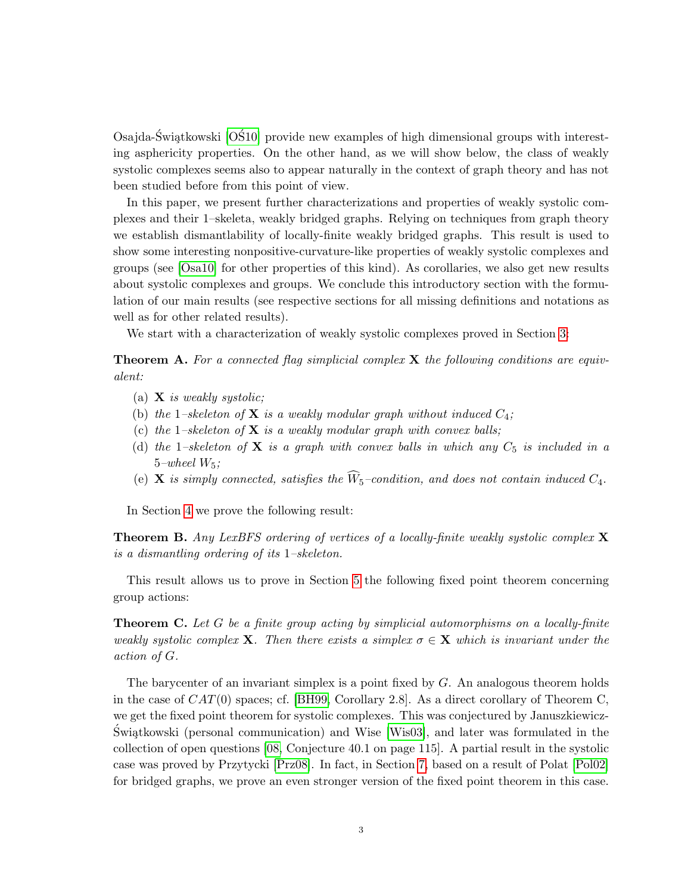Osajda-Świątkowski [OŚ10] provide new examples of high dimensional groups with interesting asphericity properties. On the other hand, as we will show below, the class of weakly systolic complexes seems also to appear naturally in the context of graph theory and has not been studied before from this point of view.

In this paper, we present further characterizations and properties of weakly systolic complexes and their 1–skeleta, weakly bridged graphs. Relying on techniques from graph theory we establish dismantlability of locally-finite weakly bridged graphs. This result is used to show some interesting nonpositive-curvature-like properties of weakly systolic complexes and groups (see [Osa10] for other properties of this kind). As corollaries, we also get new results about systolic complexes and groups. We conclude this introductory section with the formulation of our main results (see respective sections for all missing definitions and notations as well as for other related results).

We start with a characterization of weakly systolic complexes proved in Section 3:

**Theorem A.** *For a connected flag simplicial complex* $\mathbf{X}$ *the following conditions are equivalent:*

(a) $\mathbf{X}$ *is weakly systolic;*
(b) *the* 1*–skeleton of* $\mathbf{X}$ *is a weakly modular graph without induced* $C_4$*;*
(c) *the* 1*–skeleton of* $\mathbf{X}$ *is a weakly modular graph with convex balls;*
(d) *the* 1*–skeleton of* $\mathbf{X}$ *is a graph with convex balls in which any* $C_5$ *is included in a* 5*–wheel* $W_5$*;*
(e) $\mathbf{X}$ *is simply connected, satisfies the* $\widehat{W}_5$*–condition, and does not contain induced* $C_4$*.*

In Section 4 we prove the following result:

**Theorem B.** *Any LexBFS ordering of vertices of a locally-finite weakly systolic complex* $\mathbf{X}$ *is a dismantling ordering of its* 1*–skeleton.*

This result allows us to prove in Section 5 the following fixed point theorem concerning group actions:

**Theorem C.** *Let* $G$ *be a finite group acting by simplicial automorphisms on a locally-finite weakly systolic complex* $\mathbf{X}$*. Then there exists a simplex* $\sigma \in \mathbf{X}$ *which is invariant under the action of* $G$*.*

The barycenter of an invariant simplex is a point fixed by $G$. An analogous theorem holds in the case of $CAT(0)$ spaces; cf. [BH99, Corollary 2.8]. As a direct corollary of Theorem C, we get the fixed point theorem for systolic complexes. This was conjectured by Januszkiewicz-Świątkowski (personal communication) and Wise [Wis03], and later was formulated in the collection of open questions [08, Conjecture 40.1 on page 115]. A partial result in the systolic case was proved by Przytycki [Prz08]. In fact, in Section 7, based on a result of Polat [Pol02] for bridged graphs, we prove an even stronger version of the fixed point theorem in this case.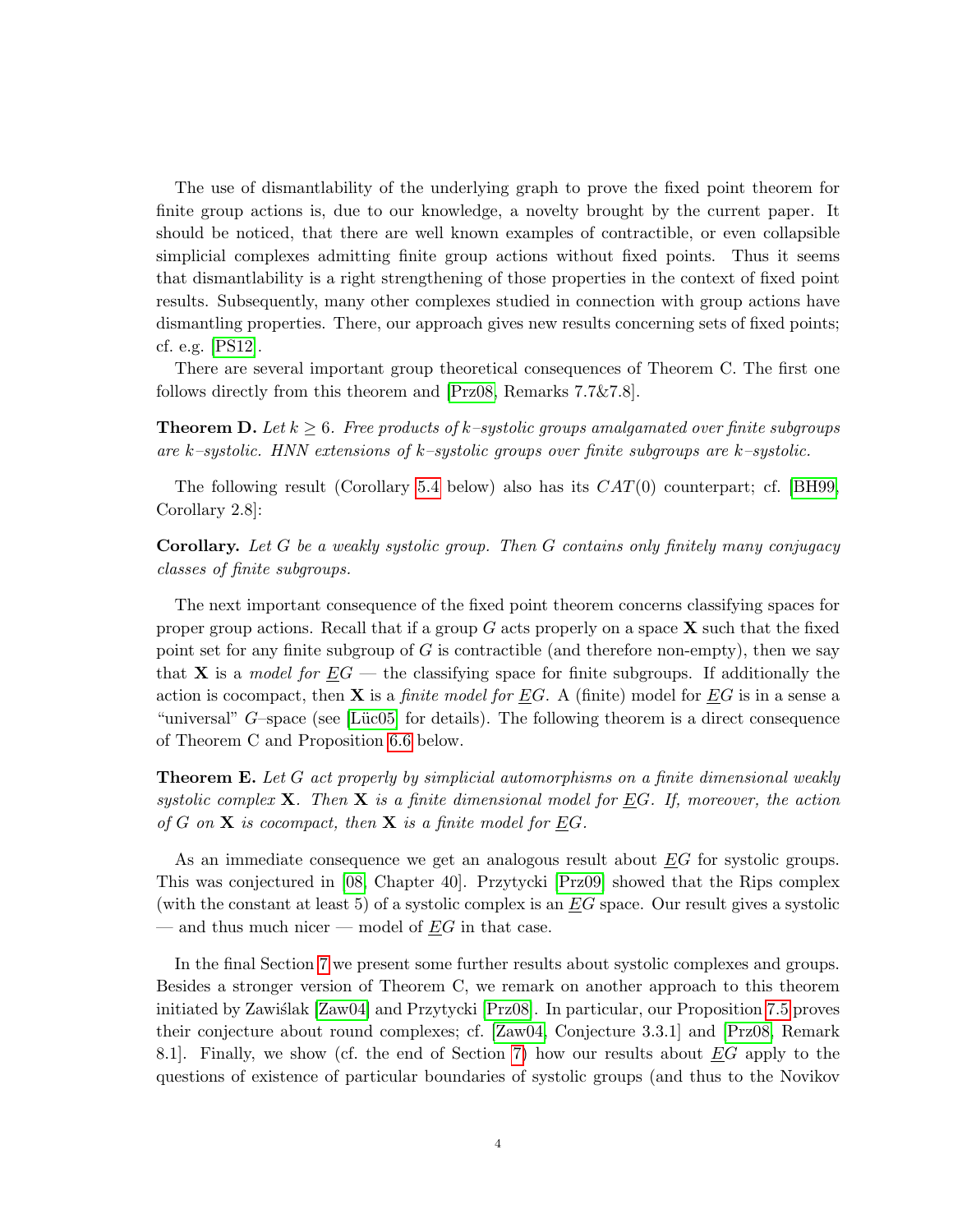The use of dismantlability of the underlying graph to prove the fixed point theorem for finite group actions is, due to our knowledge, a novelty brought by the current paper. It should be noticed, that there are well known examples of contractible, or even collapsible simplicial complexes admitting finite group actions without fixed points. Thus it seems that dismantlability is a right strengthening of those properties in the context of fixed point results. Subsequently, many other complexes studied in connection with group actions have dismantling properties. There, our approach gives new results concerning sets of fixed points; cf. e.g. [PS12].

There are several important group theoretical consequences of Theorem C. The first one follows directly from this theorem and [Prz08, Remarks 7.7&7.8].

**Theorem D.** *Let $k \geq 6$. Free products of $k$–systolic groups amalgamated over finite subgroups are $k$–systolic. HNN extensions of $k$–systolic groups over finite subgroups are $k$–systolic.*

The following result (Corollary 5.4 below) also has its $CAT(0)$ counterpart; cf. [BH99, Corollary 2.8]:

**Corollary.** *Let $G$ be a weakly systolic group. Then $G$ contains only finitely many conjugacy classes of finite subgroups.*

The next important consequence of the fixed point theorem concerns classifying spaces for proper group actions. Recall that if a group $G$ acts properly on a space $\mathbf{X}$ such that the fixed point set for any finite subgroup of $G$ is contractible (and therefore non-empty), then we say that $\mathbf{X}$ is a *model for $\underline{E}G$* — the classifying space for finite subgroups. If additionally the action is cocompact, then $\mathbf{X}$ is a *finite model for $\underline{E}G$*. A (finite) model for $\underline{E}G$ is in a sense a "universal" $G$–space (see [Lüc05] for details). The following theorem is a direct consequence of Theorem C and Proposition 6.6 below.

**Theorem E.** *Let $G$ act properly by simplicial automorphisms on a finite dimensional weakly systolic complex $\mathbf{X}$. Then $\mathbf{X}$ is a finite dimensional model for $\underline{E}G$. If, moreover, the action of $G$ on $\mathbf{X}$ is cocompact, then $\mathbf{X}$ is a finite model for $\underline{E}G$.*

As an immediate consequence we get an analogous result about $\underline{E}G$ for systolic groups. This was conjectured in [08, Chapter 40]. Przytycki [Prz09] showed that the Rips complex (with the constant at least 5) of a systolic complex is an $\underline{E}G$ space. Our result gives a systolic — and thus much nicer — model of $\underline{E}G$ in that case.

In the final Section 7 we present some further results about systolic complexes and groups. Besides a stronger version of Theorem C, we remark on another approach to this theorem initiated by Zawiślak [Zaw04] and Przytycki [Prz08]. In particular, our Proposition 7.5 proves their conjecture about round complexes; cf. [Zaw04, Conjecture 3.3.1] and [Prz08, Remark 8.1]. Finally, we show (cf. the end of Section 7) how our results about $\underline{E}G$ apply to the questions of existence of particular boundaries of systolic groups (and thus to the Novikov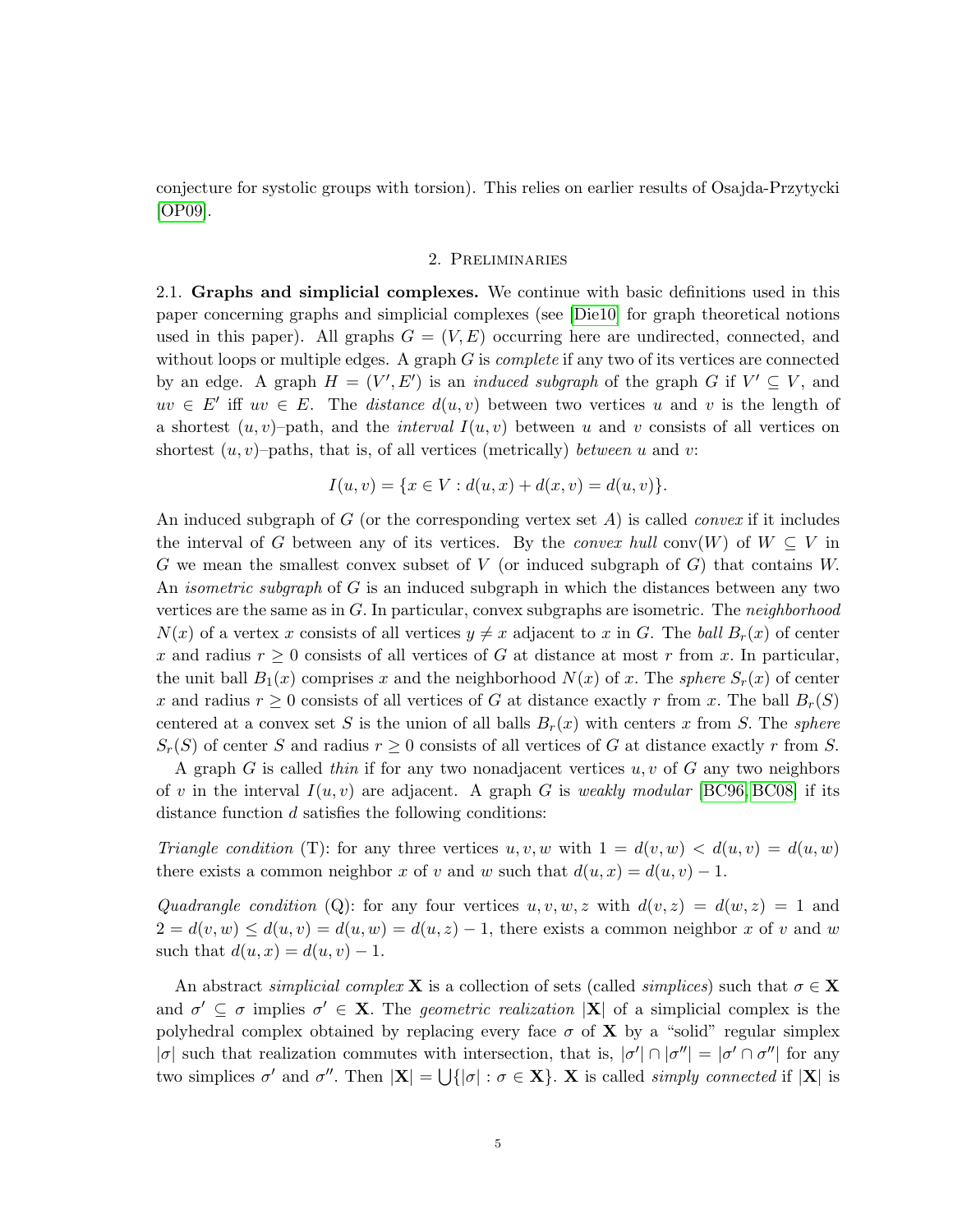conjecture for systolic groups with torsion). This relies on earlier results of Osajda-Przytycki [OP09].

## 2. Preliminaries

2.1. **Graphs and simplicial complexes.** We continue with basic definitions used in this paper concerning graphs and simplicial complexes (see [Die10] for graph theoretical notions used in this paper). All graphs $G = (V, E)$ occurring here are undirected, connected, and without loops or multiple edges. A graph $G$ is *complete* if any two of its vertices are connected by an edge. A graph $H = (V', E')$ is an *induced subgraph* of the graph $G$ if $V' \subseteq V$, and $uv \in E'$ iff $uv \in E$. The *distance* $d(u, v)$ between two vertices $u$ and $v$ is the length of a shortest $(u, v)$–path, and the *interval* $I(u, v)$ between $u$ and $v$ consists of all vertices on shortest $(u, v)$–paths, that is, of all vertices (metrically) *between* $u$ and $v$:

$$I(u, v) = \{x \in V : d(u, x) + d(x, v) = d(u, v)\}.$$

An induced subgraph of $G$ (or the corresponding vertex set $A$) is called *convex* if it includes the interval of $G$ between any of its vertices. By the *convex hull* $\mathrm{conv}(W)$ of $W \subseteq V$ in $G$ we mean the smallest convex subset of $V$ (or induced subgraph of $G$) that contains $W$. An *isometric subgraph* of $G$ is an induced subgraph in which the distances between any two vertices are the same as in $G$. In particular, convex subgraphs are isometric. The *neighborhood* $N(x)$ of a vertex $x$ consists of all vertices $y \neq x$ adjacent to $x$ in $G$. The *ball* $B_r(x)$ of center $x$ and radius $r \geq 0$ consists of all vertices of $G$ at distance at most $r$ from $x$. In particular, the unit ball $B_1(x)$ comprises $x$ and the neighborhood $N(x)$ of $x$. The *sphere* $S_r(x)$ of center $x$ and radius $r \geq 0$ consists of all vertices of $G$ at distance exactly $r$ from $x$. The ball $B_r(S)$ centered at a convex set $S$ is the union of all balls $B_r(x)$ with centers $x$ from $S$. The *sphere* $S_r(S)$ of center $S$ and radius $r \geq 0$ consists of all vertices of $G$ at distance exactly $r$ from $S$.

A graph $G$ is called *thin* if for any two nonadjacent vertices $u, v$ of $G$ any two neighbors of $v$ in the interval $I(u, v)$ are adjacent. A graph $G$ is *weakly modular* [BC96, BC08] if its distance function $d$ satisfies the following conditions:

*Triangle condition* (T): for any three vertices $u, v, w$ with $1 = d(v, w) < d(u, v) = d(u, w)$ there exists a common neighbor $x$ of $v$ and $w$ such that $d(u, x) = d(u, v) - 1$.

*Quadrangle condition* (Q): for any four vertices $u, v, w, z$ with $d(v, z) = d(w, z) = 1$ and $2 = d(v, w) \leq d(u, v) = d(u, w) = d(u, z) - 1$, there exists a common neighbor $x$ of $v$ and $w$ such that $d(u, x) = d(u, v) - 1$.

An abstract *simplicial complex* $\mathbf{X}$ is a collection of sets (called *simplices*) such that $\sigma \in \mathbf{X}$ and $\sigma' \subseteq \sigma$ implies $\sigma' \in \mathbf{X}$. The *geometric realization* $|\mathbf{X}|$ of a simplicial complex is the polyhedral complex obtained by replacing every face $\sigma$ of $\mathbf{X}$ by a "solid" regular simplex $|\sigma|$ such that realization commutes with intersection, that is, $|\sigma'| \cap |\sigma''| = |\sigma' \cap \sigma''|$ for any two simplices $\sigma'$ and $\sigma''$. Then $|\mathbf{X}| = \bigcup\{|\sigma| : \sigma \in \mathbf{X}\}$. $\mathbf{X}$ is called *simply connected* if $|\mathbf{X}|$ is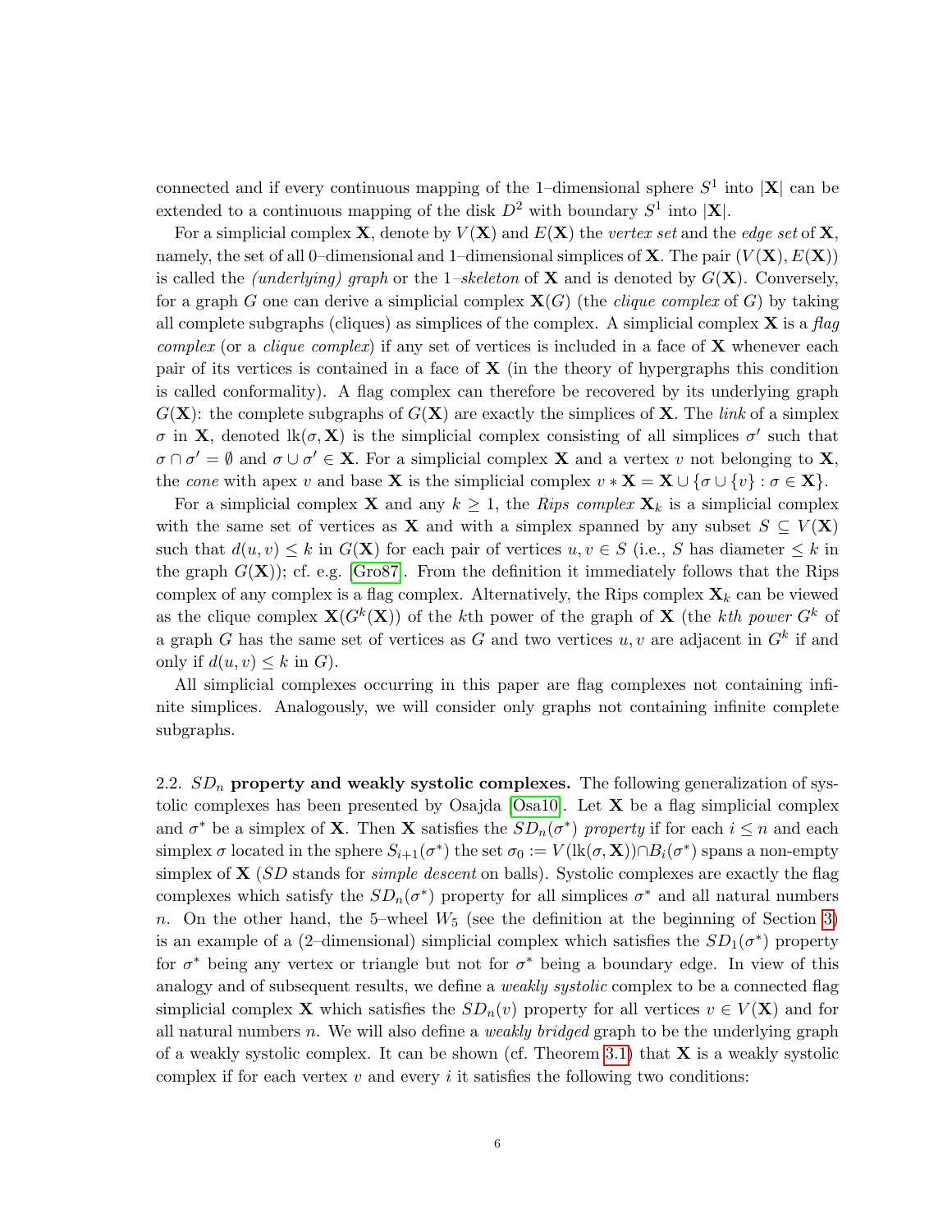connected and if every continuous mapping of the 1–dimensional sphere $S^1$ into $|\mathbf{X}|$ can be extended to a continuous mapping of the disk $D^2$ with boundary $S^1$ into $|\mathbf{X}|$.

For a simplicial complex $\mathbf{X}$, denote by $V(\mathbf{X})$ and $E(\mathbf{X})$ the *vertex set* and the *edge set* of $\mathbf{X}$, namely, the set of all 0–dimensional and 1–dimensional simplices of $\mathbf{X}$. The pair $(V(\mathbf{X}), E(\mathbf{X}))$ is called the *(underlying) graph* or the 1*–skeleton* of $\mathbf{X}$ and is denoted by $G(\mathbf{X})$. Conversely, for a graph $G$ one can derive a simplicial complex $\mathbf{X}(G)$ (the *clique complex* of $G$) by taking all complete subgraphs (cliques) as simplices of the complex. A simplicial complex $\mathbf{X}$ is a *flag complex* (or a *clique complex*) if any set of vertices is included in a face of $\mathbf{X}$ whenever each pair of its vertices is contained in a face of $\mathbf{X}$ (in the theory of hypergraphs this condition is called conformality). A flag complex can therefore be recovered by its underlying graph $G(\mathbf{X})$: the complete subgraphs of $G(\mathbf{X})$ are exactly the simplices of $\mathbf{X}$. The *link* of a simplex $\sigma$ in $\mathbf{X}$, denoted $\mathrm{lk}(\sigma, \mathbf{X})$ is the simplicial complex consisting of all simplices $\sigma'$ such that $\sigma \cap \sigma' = \emptyset$ and $\sigma \cup \sigma' \in \mathbf{X}$. For a simplicial complex $\mathbf{X}$ and a vertex $v$ not belonging to $\mathbf{X}$, the *cone* with apex $v$ and base $\mathbf{X}$ is the simplicial complex $v * \mathbf{X} = \mathbf{X} \cup \{\sigma \cup \{v\} : \sigma \in \mathbf{X}\}$.

For a simplicial complex $\mathbf{X}$ and any $k \geq 1$, the *Rips complex* $\mathbf{X}_k$ is a simplicial complex with the same set of vertices as $\mathbf{X}$ and with a simplex spanned by any subset $S \subseteq V(\mathbf{X})$ such that $d(u, v) \leq k$ in $G(\mathbf{X})$ for each pair of vertices $u, v \in S$ (i.e., $S$ has diameter $\leq k$ in the graph $G(\mathbf{X})$); cf. e.g. [Gro87]. From the definition it immediately follows that the Rips complex of any complex is a flag complex. Alternatively, the Rips complex $\mathbf{X}_k$ can be viewed as the clique complex $\mathbf{X}(G^k(\mathbf{X}))$ of the $k$th power of the graph of $\mathbf{X}$ (the *kth power* $G^k$ of a graph $G$ has the same set of vertices as $G$ and two vertices $u, v$ are adjacent in $G^k$ if and only if $d(u, v) \leq k$ in $G$).

All simplicial complexes occurring in this paper are flag complexes not containing infinite simplices. Analogously, we will consider only graphs not containing infinite complete subgraphs.

2.2. **$SD_n$ property and weakly systolic complexes.** The following generalization of systolic complexes has been presented by Osajda [Osa10]. Let $\mathbf{X}$ be a flag simplicial complex and $\sigma^*$ be a simplex of $\mathbf{X}$. Then $\mathbf{X}$ satisfies the *$SD_n(\sigma^*)$ property* if for each $i \leq n$ and each simplex $\sigma$ located in the sphere $S_{i+1}(\sigma^*)$ the set $\sigma_0 := V(\mathrm{lk}(\sigma, \mathbf{X})) \cap B_i(\sigma^*)$ spans a non-empty simplex of $\mathbf{X}$ (*SD* stands for *simple descent* on balls). Systolic complexes are exactly the flag complexes which satisfy the $SD_n(\sigma^*)$ property for all simplices $\sigma^*$ and all natural numbers $n$. On the other hand, the 5–wheel $W_5$ (see the definition at the beginning of Section 3) is an example of a (2–dimensional) simplicial complex which satisfies the $SD_1(\sigma^*)$ property for $\sigma^*$ being any vertex or triangle but not for $\sigma^*$ being a boundary edge. In view of this analogy and of subsequent results, we define a *weakly systolic* complex to be a connected flag simplicial complex $\mathbf{X}$ which satisfies the $SD_n(v)$ property for all vertices $v \in V(\mathbf{X})$ and for all natural numbers $n$. We will also define a *weakly bridged* graph to be the underlying graph of a weakly systolic complex. It can be shown (cf. Theorem 3.1) that $\mathbf{X}$ is a weakly systolic complex if for each vertex $v$ and every $i$ it satisfies the following two conditions: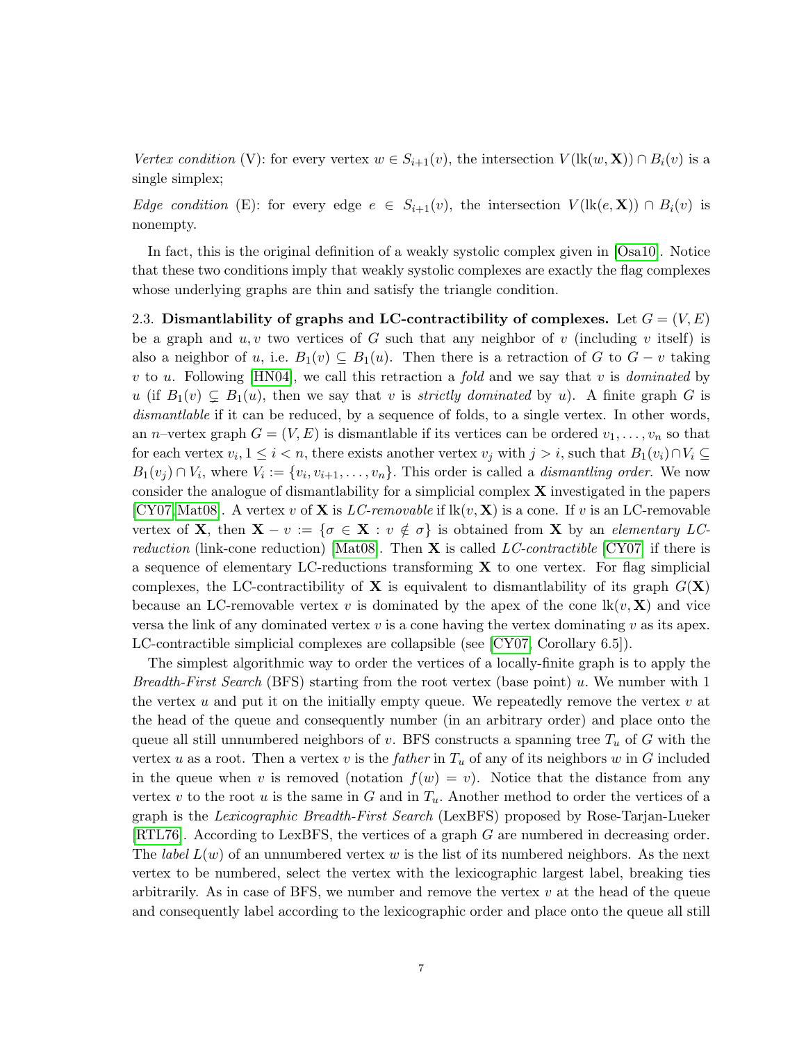*Vertex condition* (V): for every vertex $w \in S_{i+1}(v)$, the intersection $V(\mathrm{lk}(w, \mathbf{X})) \cap B_i(v)$ is a single simplex;

*Edge condition* (E): for every edge $e \in S_{i+1}(v)$, the intersection $V(\mathrm{lk}(e, \mathbf{X})) \cap B_i(v)$ is nonempty.

In fact, this is the original definition of a weakly systolic complex given in [Osa10]. Notice that these two conditions imply that weakly systolic complexes are exactly the flag complexes whose underlying graphs are thin and satisfy the triangle condition.

2.3. **Dismantlability of graphs and LC-contractibility of complexes.** Let $G = (V, E)$ be a graph and $u, v$ two vertices of $G$ such that any neighbor of $v$ (including $v$ itself) is also a neighbor of $u$, i.e. $B_1(v) \subseteq B_1(u)$. Then there is a retraction of $G$ to $G - v$ taking $v$ to $u$. Following [HN04], we call this retraction a *fold* and we say that $v$ is *dominated* by $u$ (if $B_1(v) \subsetneq B_1(u)$, then we say that $v$ is *strictly dominated* by $u$). A finite graph $G$ is *dismantlable* if it can be reduced, by a sequence of folds, to a single vertex. In other words, an $n$–vertex graph $G = (V, E)$ is dismantlable if its vertices can be ordered $v_1, \ldots, v_n$ so that for each vertex $v_i, 1 \leq i < n$, there exists another vertex $v_j$ with $j > i$, such that $B_1(v_i) \cap V_i \subseteq B_1(v_j) \cap V_i$, where $V_i := \{v_i, v_{i+1}, \ldots, v_n\}$. This order is called a *dismantling order*. We now consider the analogue of dismantlability for a simplicial complex $\mathbf{X}$ investigated in the papers [CY07, Mat08]. A vertex $v$ of $\mathbf{X}$ is *LC-removable* if $\mathrm{lk}(v, \mathbf{X})$ is a cone. If $v$ is an LC-removable vertex of $\mathbf{X}$, then $\mathbf{X} - v := \{\sigma \in \mathbf{X} : v \notin \sigma\}$ is obtained from $\mathbf{X}$ by an *elementary LC-reduction* (link-cone reduction) [Mat08]. Then $\mathbf{X}$ is called *LC-contractible* [CY07] if there is a sequence of elementary LC-reductions transforming $\mathbf{X}$ to one vertex. For flag simplicial complexes, the LC-contractibility of $\mathbf{X}$ is equivalent to dismantlability of its graph $G(\mathbf{X})$ because an LC-removable vertex $v$ is dominated by the apex of the cone $\mathrm{lk}(v, \mathbf{X})$ and vice versa the link of any dominated vertex $v$ is a cone having the vertex dominating $v$ as its apex. LC-contractible simplicial complexes are collapsible (see [CY07, Corollary 6.5]).

The simplest algorithmic way to order the vertices of a locally-finite graph is to apply the *Breadth-First Search* (BFS) starting from the root vertex (base point) $u$. We number with 1 the vertex $u$ and put it on the initially empty queue. We repeatedly remove the vertex $v$ at the head of the queue and consequently number (in an arbitrary order) and place onto the queue all still unnumbered neighbors of $v$. BFS constructs a spanning tree $T_u$ of $G$ with the vertex $u$ as a root. Then a vertex $v$ is the *father* in $T_u$ of any of its neighbors $w$ in $G$ included in the queue when $v$ is removed (notation $f(w) = v$). Notice that the distance from any vertex $v$ to the root $u$ is the same in $G$ and in $T_u$. Another method to order the vertices of a graph is the *Lexicographic Breadth-First Search* (LexBFS) proposed by Rose-Tarjan-Lueker [RTL76]. According to LexBFS, the vertices of a graph $G$ are numbered in decreasing order. The *label* $L(w)$ of an unnumbered vertex $w$ is the list of its numbered neighbors. As the next vertex to be numbered, select the vertex with the lexicographic largest label, breaking ties arbitrarily. As in case of BFS, we number and remove the vertex $v$ at the head of the queue and consequently label according to the lexicographic order and place onto the queue all still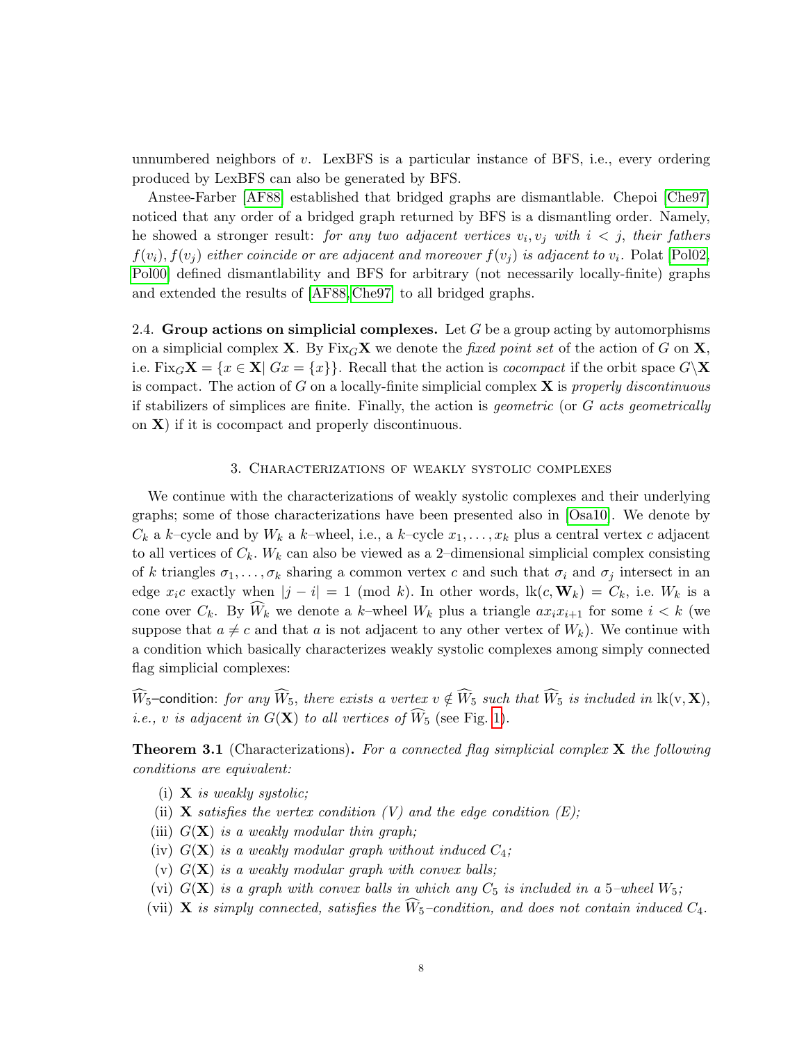unnumbered neighbors of $v$. LexBFS is a particular instance of BFS, i.e., every ordering produced by LexBFS can also be generated by BFS.

Anstee-Farber [AF88] established that bridged graphs are dismantlable. Chepoi [Che97] noticed that any order of a bridged graph returned by BFS is a dismantling order. Namely, he showed a stronger result: *for any two adjacent vertices $v_i, v_j$ with $i < j$, their fathers $f(v_i), f(v_j)$ either coincide or are adjacent and moreover $f(v_j)$ is adjacent to $v_i$.* Polat [Pol02, Pol00] defined dismantlability and BFS for arbitrary (not necessarily locally-finite) graphs and extended the results of [AF88, Che97] to all bridged graphs.

2.4. **Group actions on simplicial complexes.** Let $G$ be a group acting by automorphisms on a simplicial complex $\mathbf{X}$. By $\mathrm{Fix}_G \mathbf{X}$ we denote the *fixed point set* of the action of $G$ on $\mathbf{X}$, i.e. $\mathrm{Fix}_G \mathbf{X} = \{x \in \mathbf{X} | \, Gx = \{x\}\}$. Recall that the action is *cocompact* if the orbit space $G \backslash \mathbf{X}$ is compact. The action of $G$ on a locally-finite simplicial complex $\mathbf{X}$ is *properly discontinuous* if stabilizers of simplices are finite. Finally, the action is *geometric* (or *$G$ acts geometrically* on $\mathbf{X}$) if it is cocompact and properly discontinuous.

## 3. Characterizations of weakly systolic complexes

We continue with the characterizations of weakly systolic complexes and their underlying graphs; some of those characterizations have been presented also in [Osa10]. We denote by $C_k$ a $k$–cycle and by $W_k$ a $k$–wheel, i.e., a $k$–cycle $x_1, \ldots, x_k$ plus a central vertex $c$ adjacent to all vertices of $C_k$. $W_k$ can also be viewed as a 2–dimensional simplicial complex consisting of $k$ triangles $\sigma_1, \ldots, \sigma_k$ sharing a common vertex $c$ and such that $\sigma_i$ and $\sigma_j$ intersect in an edge $x_i c$ exactly when $|j - i| = 1 \pmod k$. In other words, $\mathrm{lk}(c, \mathbf{W}_k) = C_k$, i.e. $W_k$ is a cone over $C_k$. By $\widehat{W}_k$ we denote a $k$–wheel $W_k$ plus a triangle $a x_i x_{i+1}$ for some $i < k$ (we suppose that $a \neq c$ and that $a$ is not adjacent to any other vertex of $W_k$). We continue with a condition which basically characterizes weakly systolic complexes among simply connected flag simplicial complexes:

$\widehat{W}_5$–condition: *for any $\widehat{W}_5$, there exists a vertex $v \notin \widehat{W}_5$ such that $\widehat{W}_5$ is included in $\mathrm{lk}(v, \mathbf{X})$, i.e., $v$ is adjacent in $G(\mathbf{X})$ to all vertices of $\widehat{W}_5$* (see Fig. 1).

**Theorem 3.1** (Characterizations)**.** *For a connected flag simplicial complex $\mathbf{X}$ the following conditions are equivalent:*

- (i) *$\mathbf{X}$ is weakly systolic;*
- (ii) *$\mathbf{X}$ satisfies the vertex condition (V) and the edge condition (E);*
- (iii) *$G(\mathbf{X})$ is a weakly modular thin graph;*
- (iv) *$G(\mathbf{X})$ is a weakly modular graph without induced $C_4$;*
- (v) *$G(\mathbf{X})$ is a weakly modular graph with convex balls;*
- (vi) *$G(\mathbf{X})$ is a graph with convex balls in which any $C_5$ is included in a 5–wheel $W_5$;*
- (vii) *$\mathbf{X}$ is simply connected, satisfies the $\widehat{W}_5$–condition, and does not contain induced $C_4$.*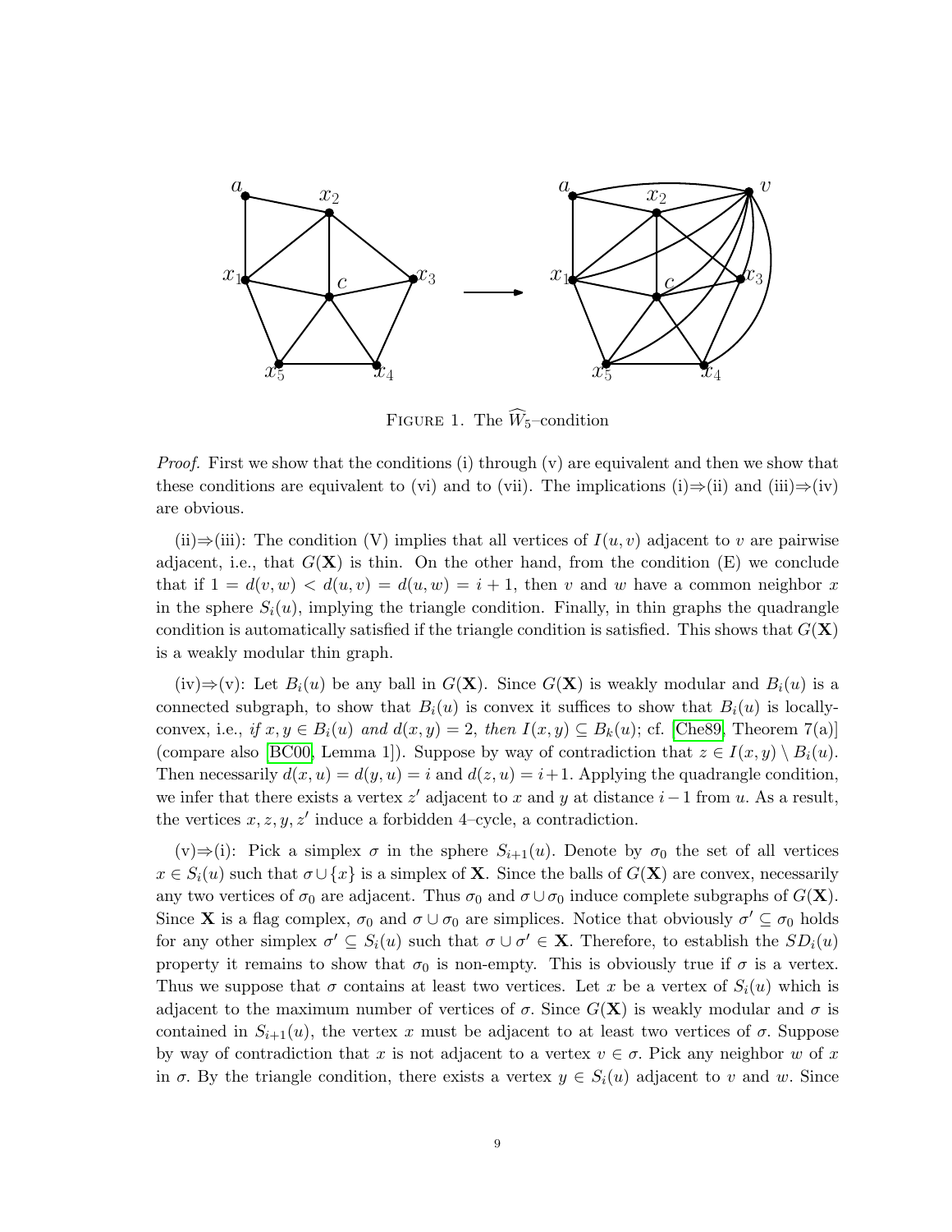FIGURE 1. The $\widehat{W}_5$–condition

*Proof.* First we show that the conditions (i) through (v) are equivalent and then we show that these conditions are equivalent to (vi) and to (vii). The implications (i)⇒(ii) and (iii)⇒(iv) are obvious.

(ii)⇒(iii): The condition (V) implies that all vertices of $I(u,v)$ adjacent to $v$ are pairwise adjacent, i.e., that $G(\mathbf{X})$ is thin. On the other hand, from the condition (E) we conclude that if $1 = d(v,w) < d(u,v) = d(u,w) = i+1$, then $v$ and $w$ have a common neighbor $x$ in the sphere $S_i(u)$, implying the triangle condition. Finally, in thin graphs the quadrangle condition is automatically satisfied if the triangle condition is satisfied. This shows that $G(\mathbf{X})$ is a weakly modular thin graph.

(iv)⇒(v): Let $B_i(u)$ be any ball in $G(\mathbf{X})$. Since $G(\mathbf{X})$ is weakly modular and $B_i(u)$ is a connected subgraph, to show that $B_i(u)$ is convex it suffices to show that $B_i(u)$ is locally-convex, i.e., *if* $x, y \in B_i(u)$ *and* $d(x,y) = 2$, *then* $I(x,y) \subseteq B_k(u)$; cf. [Che89, Theorem 7(a)] (compare also [BC00, Lemma 1]). Suppose by way of contradiction that $z \in I(x,y) \setminus B_i(u)$. Then necessarily $d(x,u) = d(y,u) = i$ and $d(z,u) = i+1$. Applying the quadrangle condition, we infer that there exists a vertex $z'$ adjacent to $x$ and $y$ at distance $i-1$ from $u$. As a result, the vertices $x, z, y, z'$ induce a forbidden 4–cycle, a contradiction.

(v)⇒(i): Pick a simplex $\sigma$ in the sphere $S_{i+1}(u)$. Denote by $\sigma_0$ the set of all vertices $x \in S_i(u)$ such that $\sigma \cup \{x\}$ is a simplex of $\mathbf{X}$. Since the balls of $G(\mathbf{X})$ are convex, necessarily any two vertices of $\sigma_0$ are adjacent. Thus $\sigma_0$ and $\sigma \cup \sigma_0$ induce complete subgraphs of $G(\mathbf{X})$. Since $\mathbf{X}$ is a flag complex, $\sigma_0$ and $\sigma \cup \sigma_0$ are simplices. Notice that obviously $\sigma' \subseteq \sigma_0$ holds for any other simplex $\sigma' \subseteq S_i(u)$ such that $\sigma \cup \sigma' \in \mathbf{X}$. Therefore, to establish the $SD_i(u)$ property it remains to show that $\sigma_0$ is non-empty. This is obviously true if $\sigma$ is a vertex. Thus we suppose that $\sigma$ contains at least two vertices. Let $x$ be a vertex of $S_i(u)$ which is adjacent to the maximum number of vertices of $\sigma$. Since $G(\mathbf{X})$ is weakly modular and $\sigma$ is contained in $S_{i+1}(u)$, the vertex $x$ must be adjacent to at least two vertices of $\sigma$. Suppose by way of contradiction that $x$ is not adjacent to a vertex $v \in \sigma$. Pick any neighbor $w$ of $x$ in $\sigma$. By the triangle condition, there exists a vertex $y \in S_i(u)$ adjacent to $v$ and $w$. Since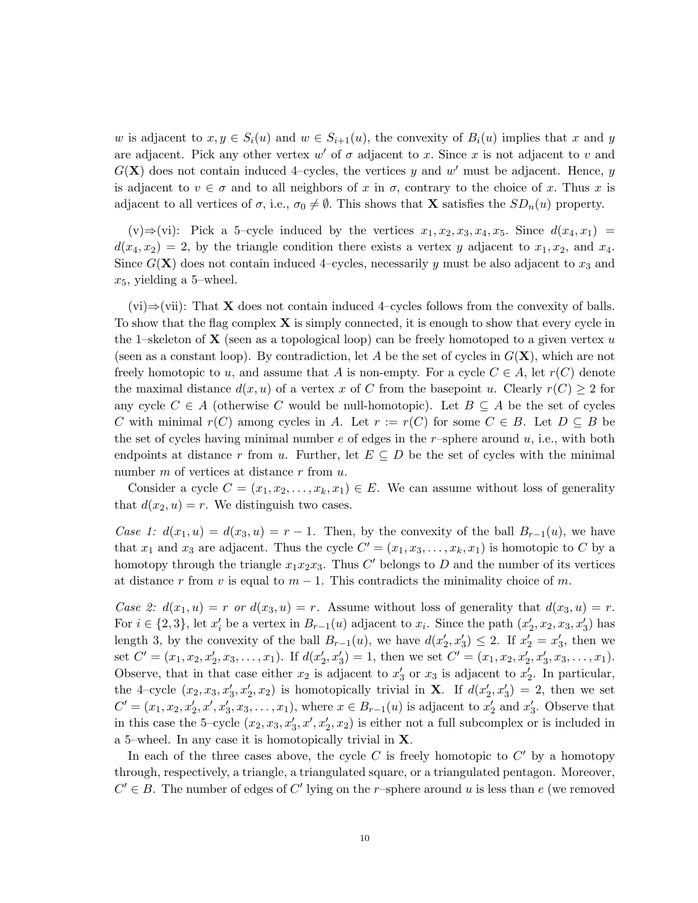$w$ is adjacent to $x, y \in S_i(u)$ and $w \in S_{i+1}(u)$, the convexity of $B_i(u)$ implies that $x$ and $y$ are adjacent. Pick any other vertex $w'$ of $\sigma$ adjacent to $x$. Since $x$ is not adjacent to $v$ and $G(\mathbf{X})$ does not contain induced 4–cycles, the vertices $y$ and $w'$ must be adjacent. Hence, $y$ is adjacent to $v \in \sigma$ and to all neighbors of $x$ in $\sigma$, contrary to the choice of $x$. Thus $x$ is adjacent to all vertices of $\sigma$, i.e., $\sigma_0 \neq \emptyset$. This shows that $\mathbf{X}$ satisfies the $SD_n(u)$ property.

(v)$\Rightarrow$(vi): Pick a 5–cycle induced by the vertices $x_1, x_2, x_3, x_4, x_5$. Since $d(x_4, x_1) = d(x_4, x_2) = 2$, by the triangle condition there exists a vertex $y$ adjacent to $x_1, x_2$, and $x_4$. Since $G(\mathbf{X})$ does not contain induced 4–cycles, necessarily $y$ must be also adjacent to $x_3$ and $x_5$, yielding a 5–wheel.

(vi)$\Rightarrow$(vii): That $\mathbf{X}$ does not contain induced 4–cycles follows from the convexity of balls. To show that the flag complex $\mathbf{X}$ is simply connected, it is enough to show that every cycle in the 1–skeleton of $\mathbf{X}$ (seen as a topological loop) can be freely homotoped to a given vertex $u$ (seen as a constant loop). By contradiction, let $A$ be the set of cycles in $G(\mathbf{X})$, which are not freely homotopic to $u$, and assume that $A$ is non-empty. For a cycle $C \in A$, let $r(C)$ denote the maximal distance $d(x, u)$ of a vertex $x$ of $C$ from the basepoint $u$. Clearly $r(C) \geq 2$ for any cycle $C \in A$ (otherwise $C$ would be null-homotopic). Let $B \subseteq A$ be the set of cycles $C$ with minimal $r(C)$ among cycles in $A$. Let $r := r(C)$ for some $C \in B$. Let $D \subseteq B$ be the set of cycles having minimal number $e$ of edges in the $r$–sphere around $u$, i.e., with both endpoints at distance $r$ from $u$. Further, let $E \subseteq D$ be the set of cycles with the minimal number $m$ of vertices at distance $r$ from $u$.

Consider a cycle $C = (x_1, x_2, \ldots, x_k, x_1) \in E$. We can assume without loss of generality that $d(x_2, u) = r$. We distinguish two cases.

*Case 1: $d(x_1, u) = d(x_3, u) = r - 1$.* Then, by the convexity of the ball $B_{r-1}(u)$, we have that $x_1$ and $x_3$ are adjacent. Thus the cycle $C' = (x_1, x_3, \ldots, x_k, x_1)$ is homotopic to $C$ by a homotopy through the triangle $x_1 x_2 x_3$. Thus $C'$ belongs to $D$ and the number of its vertices at distance $r$ from $v$ is equal to $m - 1$. This contradicts the minimality choice of $m$.

*Case 2: $d(x_1, u) = r$ or $d(x_3, u) = r$.* Assume without loss of generality that $d(x_3, u) = r$. For $i \in \{2, 3\}$, let $x'_i$ be a vertex in $B_{r-1}(u)$ adjacent to $x_i$. Since the path $(x'_2, x_2, x_3, x'_3)$ has length 3, by the convexity of the ball $B_{r-1}(u)$, we have $d(x'_2, x'_3) \leq 2$. If $x'_2 = x'_3$, then we set $C' = (x_1, x_2, x'_2, x_3, \ldots, x_1)$. If $d(x'_2, x'_3) = 1$, then we set $C' = (x_1, x_2, x'_2, x'_3, x_3, \ldots, x_1)$. Observe, that in that case either $x_2$ is adjacent to $x'_3$ or $x_3$ is adjacent to $x'_2$. In particular, the 4–cycle $(x_2, x_3, x'_3, x'_2, x_2)$ is homotopically trivial in $\mathbf{X}$. If $d(x'_2, x'_3) = 2$, then we set $C' = (x_1, x_2, x'_2, x', x'_3, x_3, \ldots, x_1)$, where $x \in B_{r-1}(u)$ is adjacent to $x'_2$ and $x'_3$. Observe that in this case the 5–cycle $(x_2, x_3, x'_3, x', x'_2, x_2)$ is either not a full subcomplex or is included in a 5–wheel. In any case it is homotopically trivial in $\mathbf{X}$.

In each of the three cases above, the cycle $C$ is freely homotopic to $C'$ by a homotopy through, respectively, a triangle, a triangulated square, or a triangulated pentagon. Moreover, $C' \in B$. The number of edges of $C'$ lying on the $r$–sphere around $u$ is less than $e$ (we removed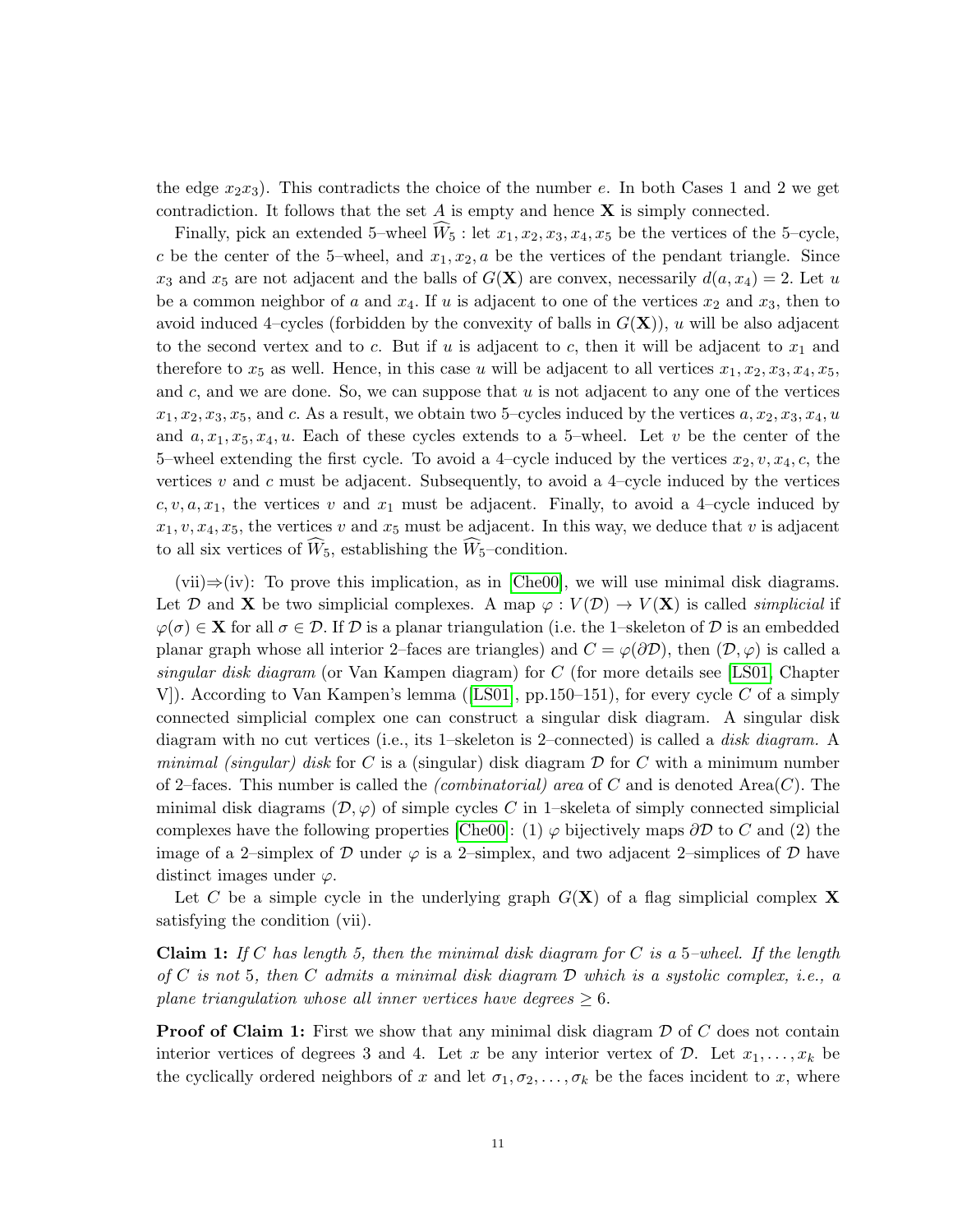the edge $x_2x_3$). This contradicts the choice of the number $e$. In both Cases 1 and 2 we get contradiction. It follows that the set $A$ is empty and hence $\mathbf{X}$ is simply connected.

Finally, pick an extended 5–wheel $\widehat{W}_5$ : let $x_1, x_2, x_3, x_4, x_5$ be the vertices of the 5–cycle, $c$ be the center of the 5–wheel, and $x_1, x_2, a$ be the vertices of the pendant triangle. Since $x_3$ and $x_5$ are not adjacent and the balls of $G(\mathbf{X})$ are convex, necessarily $d(a, x_4) = 2$. Let $u$ be a common neighbor of $a$ and $x_4$. If $u$ is adjacent to one of the vertices $x_2$ and $x_3$, then to avoid induced 4–cycles (forbidden by the convexity of balls in $G(\mathbf{X})$), $u$ will be also adjacent to the second vertex and to $c$. But if $u$ is adjacent to $c$, then it will be adjacent to $x_1$ and therefore to $x_5$ as well. Hence, in this case $u$ will be adjacent to all vertices $x_1, x_2, x_3, x_4, x_5,$ and $c$, and we are done. So, we can suppose that $u$ is not adjacent to any one of the vertices $x_1, x_2, x_3, x_5$, and $c$. As a result, we obtain two 5–cycles induced by the vertices $a, x_2, x_3, x_4, u$ and $a, x_1, x_5, x_4, u$. Each of these cycles extends to a 5–wheel. Let $v$ be the center of the 5–wheel extending the first cycle. To avoid a 4–cycle induced by the vertices $x_2, v, x_4, c$, the vertices $v$ and $c$ must be adjacent. Subsequently, to avoid a 4–cycle induced by the vertices $c, v, a, x_1$, the vertices $v$ and $x_1$ must be adjacent. Finally, to avoid a 4–cycle induced by $x_1, v, x_4, x_5$, the vertices $v$ and $x_5$ must be adjacent. In this way, we deduce that $v$ is adjacent to all six vertices of $\widehat{W}_5$, establishing the $\widehat{W}_5$–condition.

(vii)⇒(iv): To prove this implication, as in [Che00], we will use minimal disk diagrams. Let $\mathcal{D}$ and $\mathbf{X}$ be two simplicial complexes. A map $\varphi : V(\mathcal{D}) \to V(\mathbf{X})$ is called *simplicial* if $\varphi(\sigma) \in \mathbf{X}$ for all $\sigma \in \mathcal{D}$. If $\mathcal{D}$ is a planar triangulation (i.e. the 1–skeleton of $\mathcal{D}$ is an embedded planar graph whose all interior 2–faces are triangles) and $C = \varphi(\partial\mathcal{D})$, then $(\mathcal{D}, \varphi)$ is called a *singular disk diagram* (or Van Kampen diagram) for $C$ (for more details see [LS01, Chapter V]). According to Van Kampen's lemma ([LS01], pp.150–151), for every cycle $C$ of a simply connected simplicial complex one can construct a singular disk diagram. A singular disk diagram with no cut vertices (i.e., its 1–skeleton is 2–connected) is called a *disk diagram.* A *minimal (singular) disk* for $C$ is a (singular) disk diagram $\mathcal{D}$ for $C$ with a minimum number of 2–faces. This number is called the *(combinatorial) area* of $C$ and is denoted $\text{Area}(C)$. The minimal disk diagrams $(\mathcal{D}, \varphi)$ of simple cycles $C$ in 1–skeleta of simply connected simplicial complexes have the following properties [Che00]: (1) $\varphi$ bijectively maps $\partial\mathcal{D}$ to $C$ and (2) the image of a 2–simplex of $\mathcal{D}$ under $\varphi$ is a 2–simplex, and two adjacent 2–simplices of $\mathcal{D}$ have distinct images under $\varphi$.

Let $C$ be a simple cycle in the underlying graph $G(\mathbf{X})$ of a flag simplicial complex $\mathbf{X}$ satisfying the condition (vii).

**Claim 1:** *If $C$ has length 5, then the minimal disk diagram for $C$ is a 5–wheel. If the length of $C$ is not 5, then $C$ admits a minimal disk diagram $\mathcal{D}$ which is a systolic complex, i.e., a plane triangulation whose all inner vertices have degrees $\geq 6$.*

**Proof of Claim 1:** First we show that any minimal disk diagram $\mathcal{D}$ of $C$ does not contain interior vertices of degrees 3 and 4. Let $x$ be any interior vertex of $\mathcal{D}$. Let $x_1, \ldots, x_k$ be the cyclically ordered neighbors of $x$ and let $\sigma_1, \sigma_2, \ldots, \sigma_k$ be the faces incident to $x$, where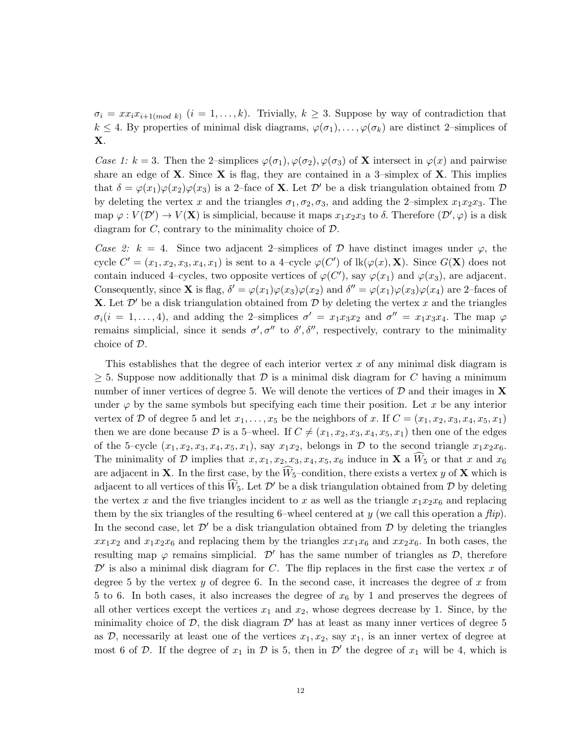$\sigma_i = xx_ix_{i+1(mod\ k)}$ $(i = 1, \ldots, k)$. Trivially, $k \geq 3$. Suppose by way of contradiction that $k \leq 4$. By properties of minimal disk diagrams, $\varphi(\sigma_1), \ldots, \varphi(\sigma_k)$ are distinct 2–simplices of $\mathbf{X}$.

*Case 1:* $k = 3$. Then the 2–simplices $\varphi(\sigma_1), \varphi(\sigma_2), \varphi(\sigma_3)$ of $\mathbf{X}$ intersect in $\varphi(x)$ and pairwise share an edge of $\mathbf{X}$. Since $\mathbf{X}$ is flag, they are contained in a 3–simplex of $\mathbf{X}$. This implies that $\delta = \varphi(x_1)\varphi(x_2)\varphi(x_3)$ is a 2–face of $\mathbf{X}$. Let $\mathcal{D}'$ be a disk triangulation obtained from $\mathcal{D}$ by deleting the vertex $x$ and the triangles $\sigma_1, \sigma_2, \sigma_3$, and adding the 2–simplex $x_1x_2x_3$. The map $\varphi : V(\mathcal{D}') \to V(\mathbf{X})$ is simplicial, because it maps $x_1x_2x_3$ to $\delta$. Therefore $(\mathcal{D}', \varphi)$ is a disk diagram for $C$, contrary to the minimality choice of $\mathcal{D}$.

*Case 2:* $k = 4$. Since two adjacent 2–simplices of $\mathcal{D}$ have distinct images under $\varphi$, the cycle $C' = (x_1, x_2, x_3, x_4, x_1)$ is sent to a 4–cycle $\varphi(C')$ of $\mathrm{lk}(\varphi(x), \mathbf{X})$. Since $G(\mathbf{X})$ does not contain induced 4–cycles, two opposite vertices of $\varphi(C')$, say $\varphi(x_1)$ and $\varphi(x_3)$, are adjacent. Consequently, since $\mathbf{X}$ is flag, $\delta' = \varphi(x_1)\varphi(x_3)\varphi(x_2)$ and $\delta'' = \varphi(x_1)\varphi(x_3)\varphi(x_4)$ are 2–faces of $\mathbf{X}$. Let $\mathcal{D}'$ be a disk triangulation obtained from $\mathcal{D}$ by deleting the vertex $x$ and the triangles $\sigma_i (i = 1, \ldots, 4)$, and adding the 2–simplices $\sigma' = x_1x_3x_2$ and $\sigma'' = x_1x_3x_4$. The map $\varphi$ remains simplicial, since it sends $\sigma', \sigma''$ to $\delta', \delta''$, respectively, contrary to the minimality choice of $\mathcal{D}$.

This establishes that the degree of each interior vertex $x$ of any minimal disk diagram is $\geq 5$. Suppose now additionally that $\mathcal{D}$ is a minimal disk diagram for $C$ having a minimum number of inner vertices of degree 5. We will denote the vertices of $\mathcal{D}$ and their images in $\mathbf{X}$ under $\varphi$ by the same symbols but specifying each time their position. Let $x$ be any interior vertex of $\mathcal{D}$ of degree 5 and let $x_1, \ldots, x_5$ be the neighbors of $x$. If $C = (x_1, x_2, x_3, x_4, x_5, x_1)$ then we are done because $\mathcal{D}$ is a 5–wheel. If $C \neq (x_1, x_2, x_3, x_4, x_5, x_1)$ then one of the edges of the 5–cycle $(x_1, x_2, x_3, x_4, x_5, x_1)$, say $x_1x_2$, belongs in $\mathcal{D}$ to the second triangle $x_1x_2x_6$. The minimality of $\mathcal{D}$ implies that $x, x_1, x_2, x_3, x_4, x_5, x_6$ induce in $\mathbf{X}$ a $\widehat{W}_5$ or that $x$ and $x_6$ are adjacent in $\mathbf{X}$. In the first case, by the $\widehat{W}_5$–condition, there exists a vertex $y$ of $\mathbf{X}$ which is adjacent to all vertices of this $\widehat{W}_5$. Let $\mathcal{D}'$ be a disk triangulation obtained from $\mathcal{D}$ by deleting the vertex $x$ and the five triangles incident to $x$ as well as the triangle $x_1x_2x_6$ and replacing them by the six triangles of the resulting 6–wheel centered at $y$ (we call this operation a *flip*). In the second case, let $\mathcal{D}'$ be a disk triangulation obtained from $\mathcal{D}$ by deleting the triangles $xx_1x_2$ and $x_1x_2x_6$ and replacing them by the triangles $xx_1x_6$ and $xx_2x_6$. In both cases, the resulting map $\varphi$ remains simplicial. $\mathcal{D}'$ has the same number of triangles as $\mathcal{D}$, therefore $\mathcal{D}'$ is also a minimal disk diagram for $C$. The flip replaces in the first case the vertex $x$ of degree 5 by the vertex $y$ of degree 6. In the second case, it increases the degree of $x$ from 5 to 6. In both cases, it also increases the degree of $x_6$ by 1 and preserves the degrees of all other vertices except the vertices $x_1$ and $x_2$, whose degrees decrease by 1. Since, by the minimality choice of $\mathcal{D}$, the disk diagram $\mathcal{D}'$ has at least as many inner vertices of degree 5 as $\mathcal{D}$, necessarily at least one of the vertices $x_1, x_2$, say $x_1$, is an inner vertex of degree at most 6 of $\mathcal{D}$. If the degree of $x_1$ in $\mathcal{D}$ is 5, then in $\mathcal{D}'$ the degree of $x_1$ will be 4, which is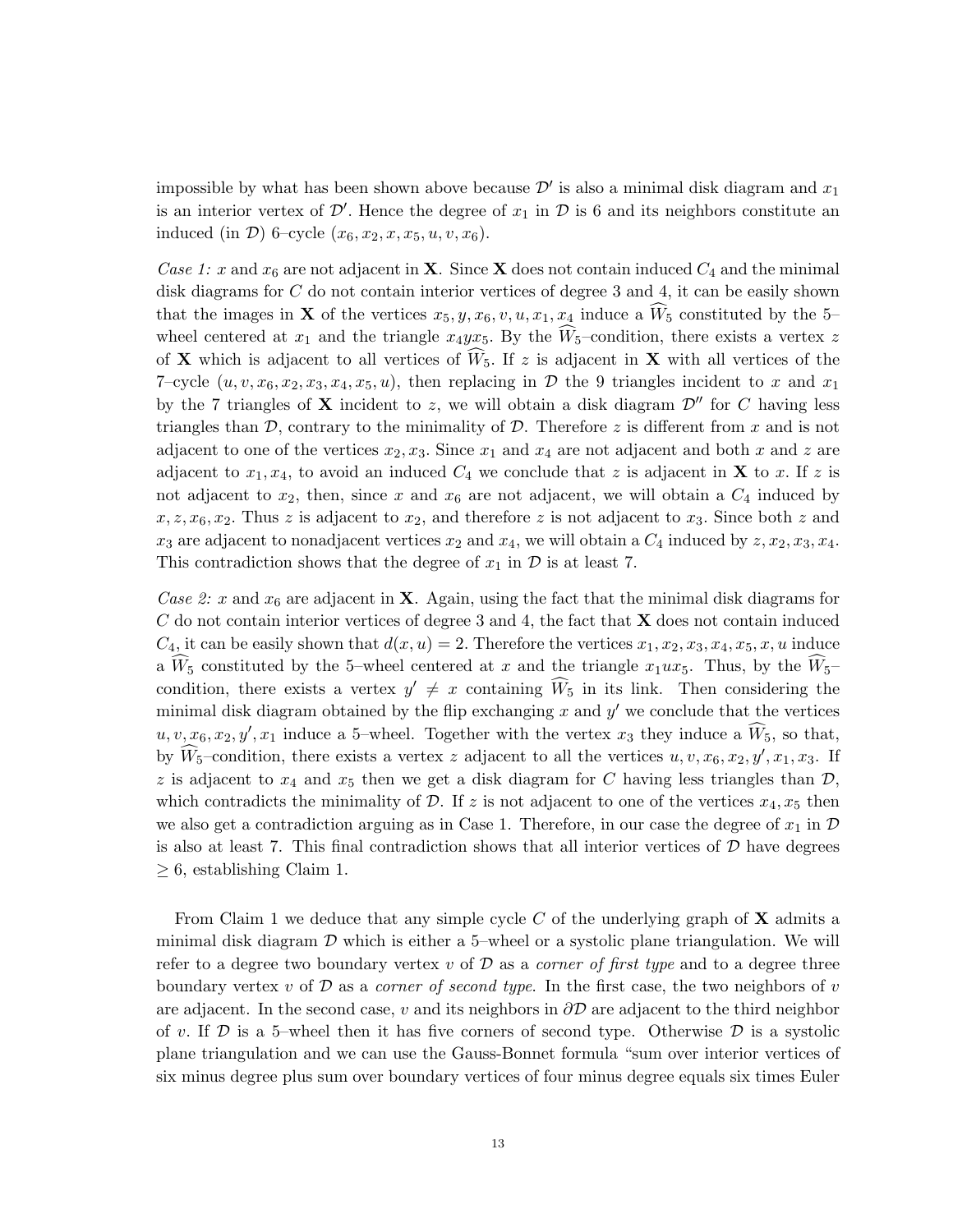impossible by what has been shown above because $\mathcal{D}'$ is also a minimal disk diagram and $x_1$ is an interior vertex of $\mathcal{D}'$. Hence the degree of $x_1$ in $\mathcal{D}$ is 6 and its neighbors constitute an induced (in $\mathcal{D}$) 6–cycle $(x_6, x_2, x, x_5, u, v, x_6)$.

*Case 1: $x$ and $x_6$ are not adjacent in* $\mathbf{X}$. Since $\mathbf{X}$ does not contain induced $C_4$ and the minimal disk diagrams for $C$ do not contain interior vertices of degree 3 and 4, it can be easily shown that the images in $\mathbf{X}$ of the vertices $x_5, y, x_6, v, u, x_1, x_4$ induce a $\widehat{W}_5$ constituted by the 5–wheel centered at $x_1$ and the triangle $x_4yx_5$. By the $\widehat{W}_5$–condition, there exists a vertex $z$ of $\mathbf{X}$ which is adjacent to all vertices of $\widehat{W}_5$. If $z$ is adjacent in $\mathbf{X}$ with all vertices of the 7–cycle $(u, v, x_6, x_2, x_3, x_4, x_5, u)$, then replacing in $\mathcal{D}$ the 9 triangles incident to $x$ and $x_1$ by the 7 triangles of $\mathbf{X}$ incident to $z$, we will obtain a disk diagram $\mathcal{D}''$ for $C$ having less triangles than $\mathcal{D}$, contrary to the minimality of $\mathcal{D}$. Therefore $z$ is different from $x$ and is not adjacent to one of the vertices $x_2, x_3$. Since $x_1$ and $x_4$ are not adjacent and both $x$ and $z$ are adjacent to $x_1, x_4$, to avoid an induced $C_4$ we conclude that $z$ is adjacent in $\mathbf{X}$ to $x$. If $z$ is not adjacent to $x_2$, then, since $x$ and $x_6$ are not adjacent, we will obtain a $C_4$ induced by $x, z, x_6, x_2$. Thus $z$ is adjacent to $x_2$, and therefore $z$ is not adjacent to $x_3$. Since both $z$ and $x_3$ are adjacent to nonadjacent vertices $x_2$ and $x_4$, we will obtain a $C_4$ induced by $z, x_2, x_3, x_4$. This contradiction shows that the degree of $x_1$ in $\mathcal{D}$ is at least 7.

*Case 2: $x$ and $x_6$ are adjacent in* $\mathbf{X}$. Again, using the fact that the minimal disk diagrams for $C$ do not contain interior vertices of degree 3 and 4, the fact that $\mathbf{X}$ does not contain induced $C_4$, it can be easily shown that $d(x, u) = 2$. Therefore the vertices $x_1, x_2, x_3, x_4, x_5, x, u$ induce a $\widehat{W}_5$ constituted by the 5–wheel centered at $x$ and the triangle $x_1ux_5$. Thus, by the $\widehat{W}_5$–condition, there exists a vertex $y' \neq x$ containing $\widehat{W}_5$ in its link. Then considering the minimal disk diagram obtained by the flip exchanging $x$ and $y'$ we conclude that the vertices $u, v, x_6, x_2, y', x_1$ induce a 5–wheel. Together with the vertex $x_3$ they induce a $\widehat{W}_5$, so that, by $\widehat{W}_5$–condition, there exists a vertex $z$ adjacent to all the vertices $u, v, x_6, x_2, y', x_1, x_3$. If $z$ is adjacent to $x_4$ and $x_5$ then we get a disk diagram for $C$ having less triangles than $\mathcal{D}$, which contradicts the minimality of $\mathcal{D}$. If $z$ is not adjacent to one of the vertices $x_4, x_5$ then we also get a contradiction arguing as in Case 1. Therefore, in our case the degree of $x_1$ in $\mathcal{D}$ is also at least 7. This final contradiction shows that all interior vertices of $\mathcal{D}$ have degrees $\geq 6$, establishing Claim 1.

From Claim 1 we deduce that any simple cycle $C$ of the underlying graph of $\mathbf{X}$ admits a minimal disk diagram $\mathcal{D}$ which is either a 5–wheel or a systolic plane triangulation. We will refer to a degree two boundary vertex $v$ of $\mathcal{D}$ as a *corner of first type* and to a degree three boundary vertex $v$ of $\mathcal{D}$ as a *corner of second type*. In the first case, the two neighbors of $v$ are adjacent. In the second case, $v$ and its neighbors in $\partial\mathcal{D}$ are adjacent to the third neighbor of $v$. If $\mathcal{D}$ is a 5–wheel then it has five corners of second type. Otherwise $\mathcal{D}$ is a systolic plane triangulation and we can use the Gauss-Bonnet formula "sum over interior vertices of six minus degree plus sum over boundary vertices of four minus degree equals six times Euler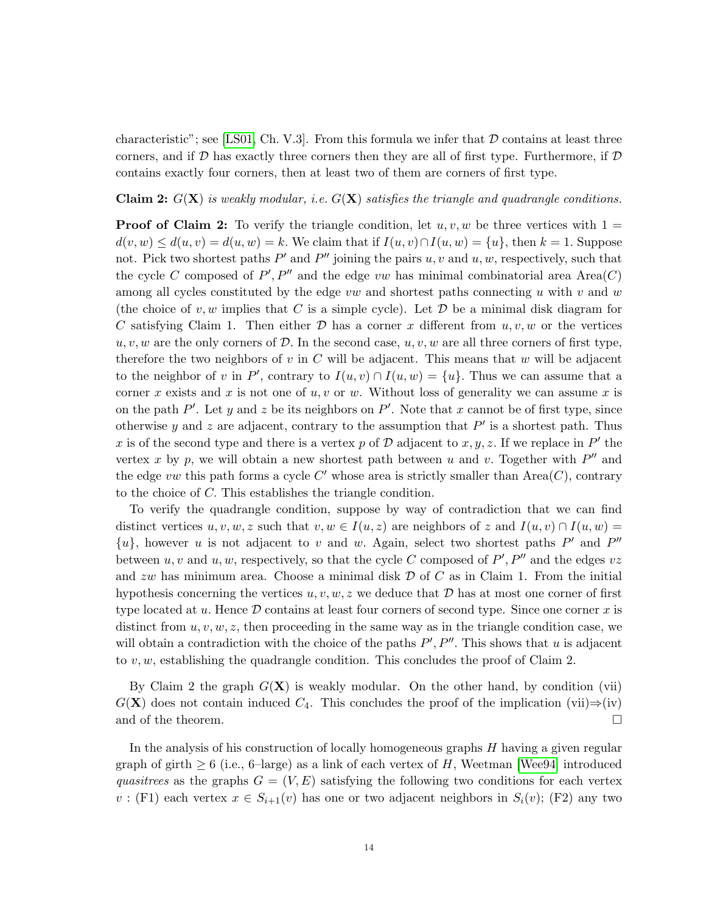characteristic"; see [LS01, Ch. V.3]. From this formula we infer that $\mathcal{D}$ contains at least three corners, and if $\mathcal{D}$ has exactly three corners then they are all of first type. Furthermore, if $\mathcal{D}$ contains exactly four corners, then at least two of them are corners of first type.

**Claim 2:** *$G(\mathbf{X})$ is weakly modular, i.e. $G(\mathbf{X})$ satisfies the triangle and quadrangle conditions.*

**Proof of Claim 2:** To verify the triangle condition, let $u, v, w$ be three vertices with $1 = d(v,w) \leq d(u,v) = d(u,w) = k$. We claim that if $I(u,v) \cap I(u,w) = \{u\}$, then $k = 1$. Suppose not. Pick two shortest paths $P'$ and $P''$ joining the pairs $u, v$ and $u, w$, respectively, such that the cycle $C$ composed of $P', P''$ and the edge $vw$ has minimal combinatorial area $\text{Area}(C)$ among all cycles constituted by the edge $vw$ and shortest paths connecting $u$ with $v$ and $w$ (the choice of $v, w$ implies that $C$ is a simple cycle). Let $\mathcal{D}$ be a minimal disk diagram for $C$ satisfying Claim 1. Then either $\mathcal{D}$ has a corner $x$ different from $u, v, w$ or the vertices $u, v, w$ are the only corners of $\mathcal{D}$. In the second case, $u, v, w$ are all three corners of first type, therefore the two neighbors of $v$ in $C$ will be adjacent. This means that $w$ will be adjacent to the neighbor of $v$ in $P'$, contrary to $I(u,v) \cap I(u,w) = \{u\}$. Thus we can assume that a corner $x$ exists and $x$ is not one of $u, v$ or $w$. Without loss of generality we can assume $x$ is on the path $P'$. Let $y$ and $z$ be its neighbors on $P'$. Note that $x$ cannot be of first type, since otherwise $y$ and $z$ are adjacent, contrary to the assumption that $P'$ is a shortest path. Thus $x$ is of the second type and there is a vertex $p$ of $\mathcal{D}$ adjacent to $x, y, z$. If we replace in $P'$ the vertex $x$ by $p$, we will obtain a new shortest path between $u$ and $v$. Together with $P''$ and the edge $vw$ this path forms a cycle $C'$ whose area is strictly smaller than $\text{Area}(C)$, contrary to the choice of $C$. This establishes the triangle condition.

To verify the quadrangle condition, suppose by way of contradiction that we can find distinct vertices $u, v, w, z$ such that $v, w \in I(u,z)$ are neighbors of $z$ and $I(u,v) \cap I(u,w) = \{u\}$, however $u$ is not adjacent to $v$ and $w$. Again, select two shortest paths $P'$ and $P''$ between $u, v$ and $u, w$, respectively, so that the cycle $C$ composed of $P', P''$ and the edges $vz$ and $zw$ has minimum area. Choose a minimal disk $\mathcal{D}$ of $C$ as in Claim 1. From the initial hypothesis concerning the vertices $u, v, w, z$ we deduce that $\mathcal{D}$ has at most one corner of first type located at $u$. Hence $\mathcal{D}$ contains at least four corners of second type. Since one corner $x$ is distinct from $u, v, w, z$, then proceeding in the same way as in the triangle condition case, we will obtain a contradiction with the choice of the paths $P', P''$. This shows that $u$ is adjacent to $v, w$, establishing the quadrangle condition. This concludes the proof of Claim 2.

By Claim 2 the graph $G(\mathbf{X})$ is weakly modular. On the other hand, by condition (vii) $G(\mathbf{X})$ does not contain induced $C_4$. This concludes the proof of the implication (vii)⇒(iv) and of the theorem. □

In the analysis of his construction of locally homogeneous graphs $H$ having a given regular graph of girth $\geq 6$ (i.e., 6–large) as a link of each vertex of $H$, Weetman [Wee94] introduced *quasitrees* as the graphs $G = (V, E)$ satisfying the following two conditions for each vertex $v$ : (F1) each vertex $x \in S_{i+1}(v)$ has one or two adjacent neighbors in $S_i(v)$; (F2) any two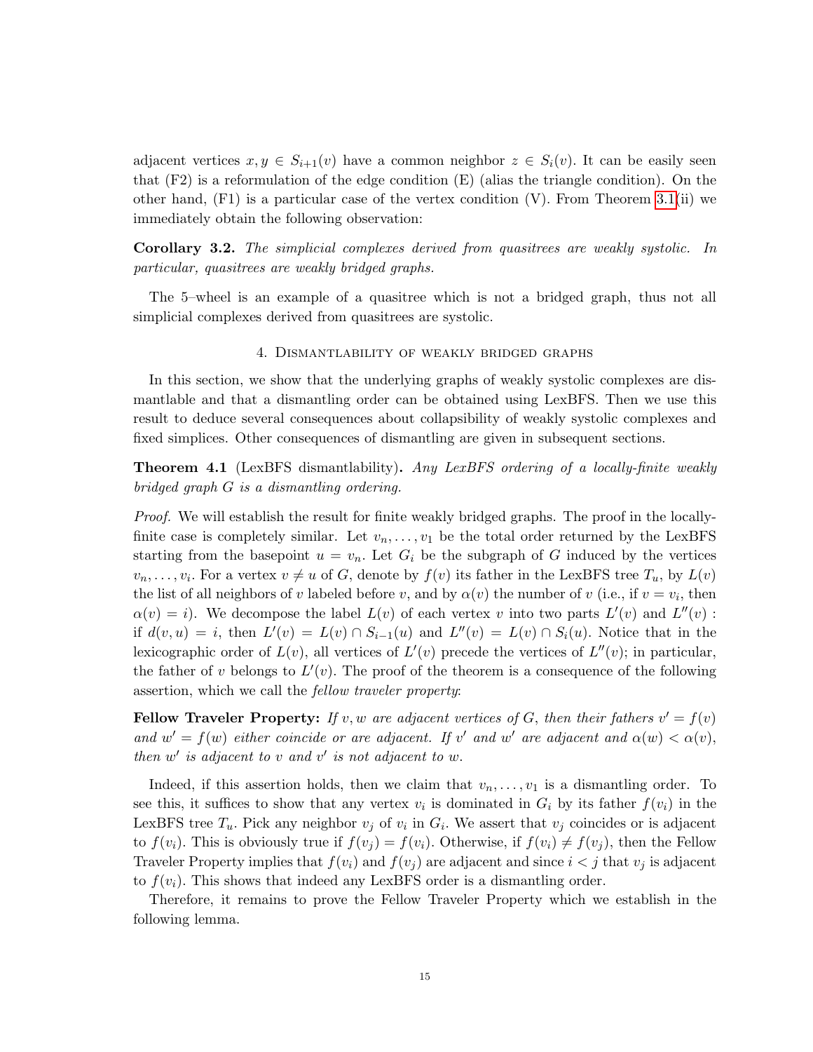adjacent vertices $x, y \in S_{i+1}(v)$ have a common neighbor $z \in S_i(v)$. It can be easily seen that (F2) is a reformulation of the edge condition (E) (alias the triangle condition). On the other hand, (F1) is a particular case of the vertex condition (V). From Theorem 3.1(ii) we immediately obtain the following observation:

**Corollary 3.2.** *The simplicial complexes derived from quasitrees are weakly systolic. In particular, quasitrees are weakly bridged graphs.*

The 5–wheel is an example of a quasitree which is not a bridged graph, thus not all simplicial complexes derived from quasitrees are systolic.

## 4. Dismantlability of weakly bridged graphs

In this section, we show that the underlying graphs of weakly systolic complexes are dismantlable and that a dismantling order can be obtained using LexBFS. Then we use this result to deduce several consequences about collapsibility of weakly systolic complexes and fixed simplices. Other consequences of dismantling are given in subsequent sections.

**Theorem 4.1** (LexBFS dismantlability)**.** *Any LexBFS ordering of a locally-finite weakly bridged graph $G$ is a dismantling ordering.*

*Proof.* We will establish the result for finite weakly bridged graphs. The proof in the locally-finite case is completely similar. Let $v_n, \ldots, v_1$ be the total order returned by the LexBFS starting from the basepoint $u = v_n$. Let $G_i$ be the subgraph of $G$ induced by the vertices $v_n, \ldots, v_i$. For a vertex $v \neq u$ of $G$, denote by $f(v)$ its father in the LexBFS tree $T_u$, by $L(v)$ the list of all neighbors of $v$ labeled before $v$, and by $\alpha(v)$ the number of $v$ (i.e., if $v = v_i$, then $\alpha(v) = i$). We decompose the label $L(v)$ of each vertex $v$ into two parts $L'(v)$ and $L''(v)$ : if $d(v, u) = i$, then $L'(v) = L(v) \cap S_{i-1}(u)$ and $L''(v) = L(v) \cap S_i(u)$. Notice that in the lexicographic order of $L(v)$, all vertices of $L'(v)$ precede the vertices of $L''(v)$; in particular, the father of $v$ belongs to $L'(v)$. The proof of the theorem is a consequence of the following assertion, which we call the *fellow traveler property*:

**Fellow Traveler Property:** *If $v, w$ are adjacent vertices of $G$, then their fathers $v' = f(v)$ and $w' = f(w)$ either coincide or are adjacent. If $v'$ and $w'$ are adjacent and $\alpha(w) < \alpha(v)$, then $w'$ is adjacent to $v$ and $v'$ is not adjacent to $w$.*

Indeed, if this assertion holds, then we claim that $v_n, \ldots, v_1$ is a dismantling order. To see this, it suffices to show that any vertex $v_i$ is dominated in $G_i$ by its father $f(v_i)$ in the LexBFS tree $T_u$. Pick any neighbor $v_j$ of $v_i$ in $G_i$. We assert that $v_j$ coincides or is adjacent to $f(v_i)$. This is obviously true if $f(v_j) = f(v_i)$. Otherwise, if $f(v_i) \neq f(v_j)$, then the Fellow Traveler Property implies that $f(v_i)$ and $f(v_j)$ are adjacent and since $i < j$ that $v_j$ is adjacent to $f(v_i)$. This shows that indeed any LexBFS order is a dismantling order.

Therefore, it remains to prove the Fellow Traveler Property which we establish in the following lemma.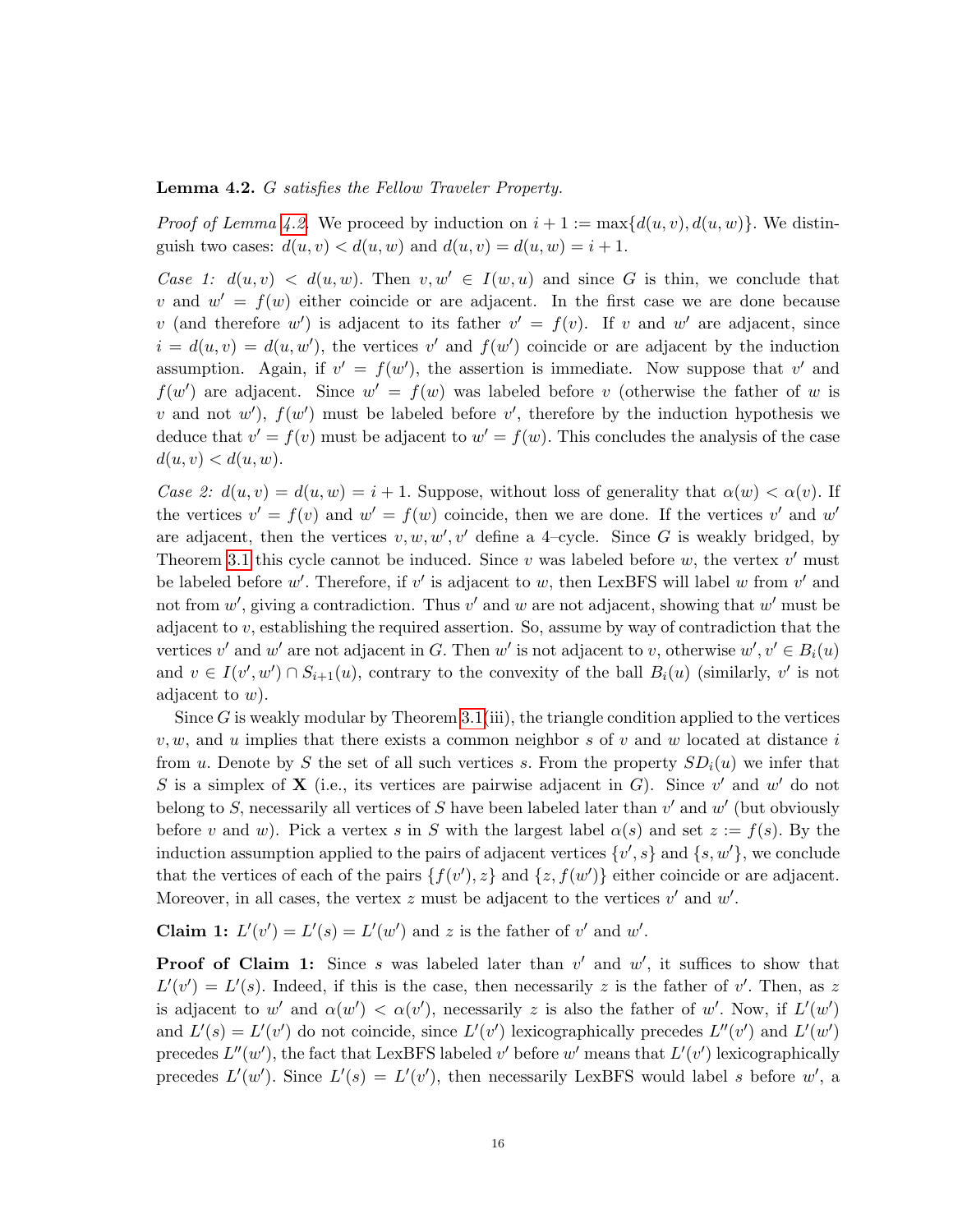**Lemma 4.2.** *G satisfies the Fellow Traveler Property.*

*Proof of Lemma 4.2.* We proceed by induction on $i+1 := \max\{d(u,v), d(u,w)\}$. We distinguish two cases: $d(u,v) < d(u,w)$ and $d(u,v) = d(u,w) = i+1$.

*Case 1:* $d(u,v) < d(u,w)$. Then $v, w' \in I(w,u)$ and since $G$ is thin, we conclude that $v$ and $w' = f(w)$ either coincide or are adjacent. In the first case we are done because $v$ (and therefore $w'$) is adjacent to its father $v' = f(v)$. If $v$ and $w'$ are adjacent, since $i = d(u,v) = d(u,w')$, the vertices $v'$ and $f(w')$ coincide or are adjacent by the induction assumption. Again, if $v' = f(w')$, the assertion is immediate. Now suppose that $v'$ and $f(w')$ are adjacent. Since $w' = f(w)$ was labeled before $v$ (otherwise the father of $w$ is $v$ and not $w'$), $f(w')$ must be labeled before $v'$, therefore by the induction hypothesis we deduce that $v' = f(v)$ must be adjacent to $w' = f(w)$. This concludes the analysis of the case $d(u,v) < d(u,w)$.

*Case 2:* $d(u,v) = d(u,w) = i+1$. Suppose, without loss of generality that $\alpha(w) < \alpha(v)$. If the vertices $v' = f(v)$ and $w' = f(w)$ coincide, then we are done. If the vertices $v'$ and $w'$ are adjacent, then the vertices $v, w, w', v'$ define a 4–cycle. Since $G$ is weakly bridged, by Theorem 3.1 this cycle cannot be induced. Since $v$ was labeled before $w$, the vertex $v'$ must be labeled before $w'$. Therefore, if $v'$ is adjacent to $w$, then LexBFS will label $w$ from $v'$ and not from $w'$, giving a contradiction. Thus $v'$ and $w$ are not adjacent, showing that $w'$ must be adjacent to $v$, establishing the required assertion. So, assume by way of contradiction that the vertices $v'$ and $w'$ are not adjacent in $G$. Then $w'$ is not adjacent to $v$, otherwise $w', v' \in B_i(u)$ and $v \in I(v', w') \cap S_{i+1}(u)$, contrary to the convexity of the ball $B_i(u)$ (similarly, $v'$ is not adjacent to $w$).

Since $G$ is weakly modular by Theorem 3.1(iii), the triangle condition applied to the vertices $v, w$, and $u$ implies that there exists a common neighbor $s$ of $v$ and $w$ located at distance $i$ from $u$. Denote by $S$ the set of all such vertices $s$. From the property $SD_i(u)$ we infer that $S$ is a simplex of $\mathbf{X}$ (i.e., its vertices are pairwise adjacent in $G$). Since $v'$ and $w'$ do not belong to $S$, necessarily all vertices of $S$ have been labeled later than $v'$ and $w'$ (but obviously before $v$ and $w$). Pick a vertex $s$ in $S$ with the largest label $\alpha(s)$ and set $z := f(s)$. By the induction assumption applied to the pairs of adjacent vertices $\{v', s\}$ and $\{s, w'\}$, we conclude that the vertices of each of the pairs $\{f(v'), z\}$ and $\{z, f(w')\}$ either coincide or are adjacent. Moreover, in all cases, the vertex $z$ must be adjacent to the vertices $v'$ and $w'$.

**Claim 1:** $L'(v') = L'(s) = L'(w')$ and $z$ is the father of $v'$ and $w'$.

**Proof of Claim 1:** Since $s$ was labeled later than $v'$ and $w'$, it suffices to show that $L'(v') = L'(s)$. Indeed, if this is the case, then necessarily $z$ is the father of $v'$. Then, as $z$ is adjacent to $w'$ and $\alpha(w') < \alpha(v')$, necessarily $z$ is also the father of $w'$. Now, if $L'(w')$ and $L'(s) = L'(v')$ do not coincide, since $L'(v')$ lexicographically precedes $L''(v')$ and $L'(w')$ precedes $L''(w')$, the fact that LexBFS labeled $v'$ before $w'$ means that $L'(v')$ lexicographically precedes $L'(w')$. Since $L'(s) = L'(v')$, then necessarily LexBFS would label $s$ before $w'$, a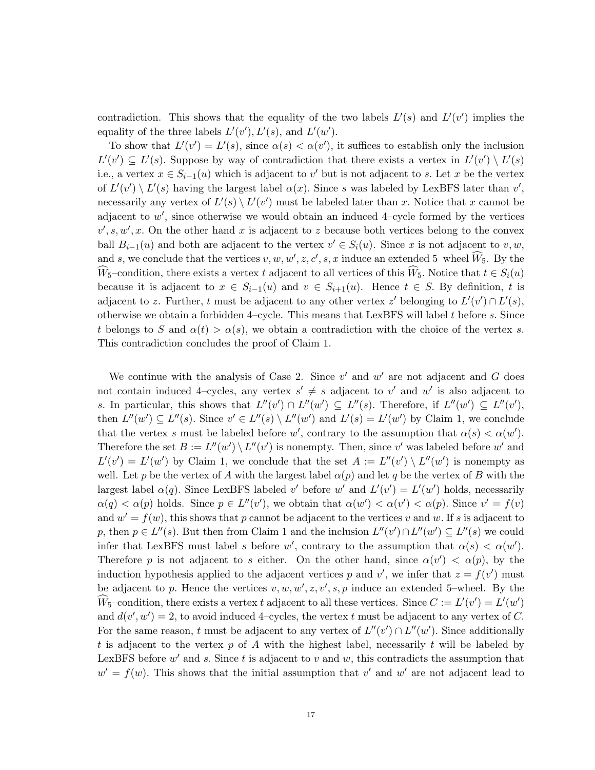contradiction. This shows that the equality of the two labels $L'(s)$ and $L'(v')$ implies the equality of the three labels $L'(v'), L'(s)$, and $L'(w')$.

To show that $L'(v') = L'(s)$, since $\alpha(s) < \alpha(v')$, it suffices to establish only the inclusion $L'(v') \subseteq L'(s)$. Suppose by way of contradiction that there exists a vertex in $L'(v') \setminus L'(s)$ i.e., a vertex $x \in S_{i-1}(u)$ which is adjacent to $v'$ but is not adjacent to $s$. Let $x$ be the vertex of $L'(v') \setminus L'(s)$ having the largest label $\alpha(x)$. Since $s$ was labeled by LexBFS later than $v'$, necessarily any vertex of $L'(s) \setminus L'(v')$ must be labeled later than $x$. Notice that $x$ cannot be adjacent to $w'$, since otherwise we would obtain an induced 4–cycle formed by the vertices $v', s, w', x$. On the other hand $x$ is adjacent to $z$ because both vertices belong to the convex ball $B_{i-1}(u)$ and both are adjacent to the vertex $v' \in S_i(u)$. Since $x$ is not adjacent to $v, w$, and $s$, we conclude that the vertices $v, w, w', z, c', s, x$ induce an extended 5–wheel $\widehat{W}_5$. By the $\widehat{W}_5$–condition, there exists a vertex $t$ adjacent to all vertices of this $\widehat{W}_5$. Notice that $t \in S_i(u)$ because it is adjacent to $x \in S_{i-1}(u)$ and $v \in S_{i+1}(u)$. Hence $t \in S$. By definition, $t$ is adjacent to $z$. Further, $t$ must be adjacent to any other vertex $z'$ belonging to $L'(v') \cap L'(s)$, otherwise we obtain a forbidden 4–cycle. This means that LexBFS will label $t$ before $s$. Since $t$ belongs to $S$ and $\alpha(t) > \alpha(s)$, we obtain a contradiction with the choice of the vertex $s$. This contradiction concludes the proof of Claim 1.

We continue with the analysis of Case 2. Since $v'$ and $w'$ are not adjacent and $G$ does not contain induced 4–cycles, any vertex $s' \neq s$ adjacent to $v'$ and $w'$ is also adjacent to $s$. In particular, this shows that $L''(v') \cap L''(w') \subseteq L''(s)$. Therefore, if $L''(w') \subseteq L''(v')$, then $L''(w') \subseteq L''(s)$. Since $v' \in L''(s) \setminus L''(w')$ and $L'(s) = L'(w')$ by Claim 1, we conclude that the vertex $s$ must be labeled before $w'$, contrary to the assumption that $\alpha(s) < \alpha(w')$. Therefore the set $B := L''(w') \setminus L''(v')$ is nonempty. Then, since $v'$ was labeled before $w'$ and $L'(v') = L'(w')$ by Claim 1, we conclude that the set $A := L''(v') \setminus L''(w')$ is nonempty as well. Let $p$ be the vertex of $A$ with the largest label $\alpha(p)$ and let $q$ be the vertex of $B$ with the largest label $\alpha(q)$. Since LexBFS labeled $v'$ before $w'$ and $L'(v') = L'(w')$ holds, necessarily $\alpha(q) < \alpha(p)$ holds. Since $p \in L''(v')$, we obtain that $\alpha(w') < \alpha(v') < \alpha(p)$. Since $v' = f(v)$ and $w' = f(w)$, this shows that $p$ cannot be adjacent to the vertices $v$ and $w$. If $s$ is adjacent to $p$, then $p \in L''(s)$. But then from Claim 1 and the inclusion $L''(v') \cap L''(w') \subseteq L''(s)$ we could infer that LexBFS must label $s$ before $w'$, contrary to the assumption that $\alpha(s) < \alpha(w')$. Therefore $p$ is not adjacent to $s$ either. On the other hand, since $\alpha(v') < \alpha(p)$, by the induction hypothesis applied to the adjacent vertices $p$ and $v'$, we infer that $z = f(v')$ must be adjacent to $p$. Hence the vertices $v, w, w', z, v', s, p$ induce an extended 5–wheel. By the $\widehat{W}_5$–condition, there exists a vertex $t$ adjacent to all these vertices. Since $C := L'(v') = L'(w')$ and $d(v', w') = 2$, to avoid induced 4–cycles, the vertex $t$ must be adjacent to any vertex of $C$. For the same reason, $t$ must be adjacent to any vertex of $L''(v') \cap L''(w')$. Since additionally $t$ is adjacent to the vertex $p$ of $A$ with the highest label, necessarily $t$ will be labeled by LexBFS before $w'$ and $s$. Since $t$ is adjacent to $v$ and $w$, this contradicts the assumption that $w' = f(w)$. This shows that the initial assumption that $v'$ and $w'$ are not adjacent lead to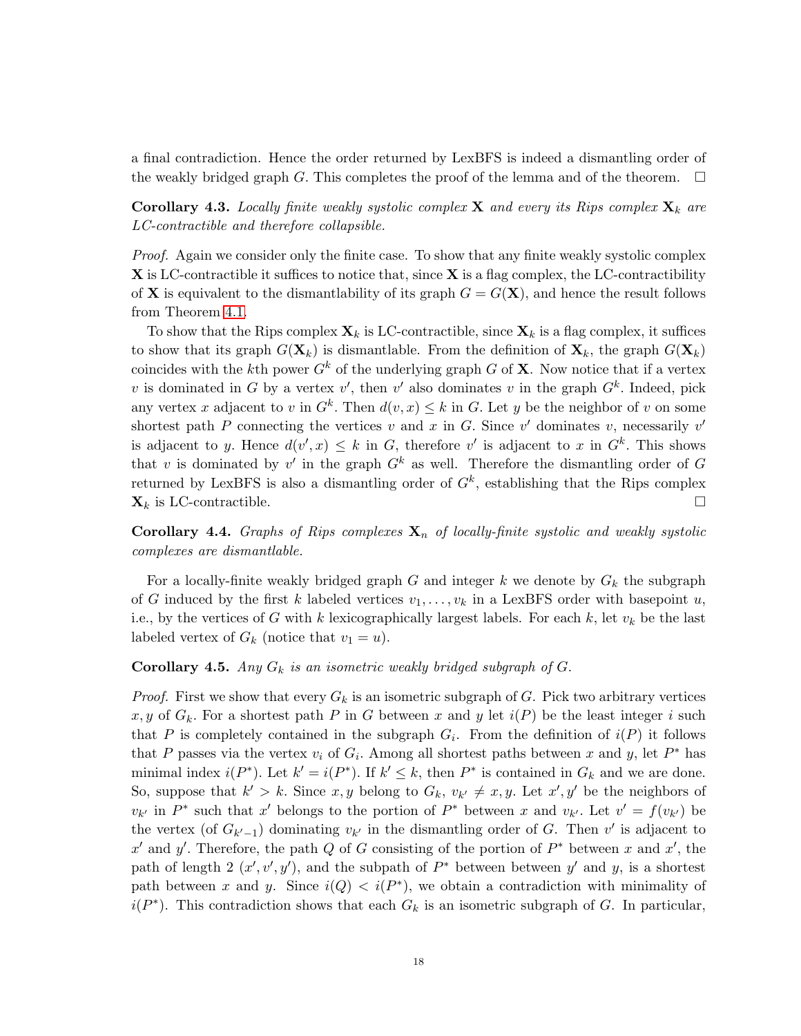a final contradiction. Hence the order returned by LexBFS is indeed a dismantling order of the weakly bridged graph $G$. This completes the proof of the lemma and of the theorem. $\square$

**Corollary 4.3.** *Locally finite weakly systolic complex* $\mathbf{X}$ *and every its Rips complex* $\mathbf{X}_k$ *are LC-contractible and therefore collapsible.*

*Proof.* Again we consider only the finite case. To show that any finite weakly systolic complex $\mathbf{X}$ is LC-contractible it suffices to notice that, since $\mathbf{X}$ is a flag complex, the LC-contractibility of $\mathbf{X}$ is equivalent to the dismantlability of its graph $G = G(\mathbf{X})$, and hence the result follows from Theorem 4.1.

To show that the Rips complex $\mathbf{X}_k$ is LC-contractible, since $\mathbf{X}_k$ is a flag complex, it suffices to show that its graph $G(\mathbf{X}_k)$ is dismantlable. From the definition of $\mathbf{X}_k$, the graph $G(\mathbf{X}_k)$ coincides with the $k$th power $G^k$ of the underlying graph $G$ of $\mathbf{X}$. Now notice that if a vertex $v$ is dominated in $G$ by a vertex $v'$, then $v'$ also dominates $v$ in the graph $G^k$. Indeed, pick any vertex $x$ adjacent to $v$ in $G^k$. Then $d(v,x) \leq k$ in $G$. Let $y$ be the neighbor of $v$ on some shortest path $P$ connecting the vertices $v$ and $x$ in $G$. Since $v'$ dominates $v$, necessarily $v'$ is adjacent to $y$. Hence $d(v',x) \leq k$ in $G$, therefore $v'$ is adjacent to $x$ in $G^k$. This shows that $v$ is dominated by $v'$ in the graph $G^k$ as well. Therefore the dismantling order of $G$ returned by LexBFS is also a dismantling order of $G^k$, establishing that the Rips complex $\mathbf{X}_k$ is LC-contractible. $\square$

**Corollary 4.4.** *Graphs of Rips complexes* $\mathbf{X}_n$ *of locally-finite systolic and weakly systolic complexes are dismantlable.*

For a locally-finite weakly bridged graph $G$ and integer $k$ we denote by $G_k$ the subgraph of $G$ induced by the first $k$ labeled vertices $v_1, \ldots, v_k$ in a LexBFS order with basepoint $u$, i.e., by the vertices of $G$ with $k$ lexicographically largest labels. For each $k$, let $v_k$ be the last labeled vertex of $G_k$ (notice that $v_1 = u$).

**Corollary 4.5.** *Any* $G_k$ *is an isometric weakly bridged subgraph of* $G$.

*Proof.* First we show that every $G_k$ is an isometric subgraph of $G$. Pick two arbitrary vertices $x, y$ of $G_k$. For a shortest path $P$ in $G$ between $x$ and $y$ let $i(P)$ be the least integer $i$ such that $P$ is completely contained in the subgraph $G_i$. From the definition of $i(P)$ it follows that $P$ passes via the vertex $v_i$ of $G_i$. Among all shortest paths between $x$ and $y$, let $P^*$ has minimal index $i(P^*)$. Let $k' = i(P^*)$. If $k' \leq k$, then $P^*$ is contained in $G_k$ and we are done. So, suppose that $k' > k$. Since $x, y$ belong to $G_k$, $v_{k'} \neq x, y$. Let $x', y'$ be the neighbors of $v_{k'}$ in $P^*$ such that $x'$ belongs to the portion of $P^*$ between $x$ and $v_{k'}$. Let $v' = f(v_{k'})$ be the vertex (of $G_{k'-1}$) dominating $v_{k'}$ in the dismantling order of $G$. Then $v'$ is adjacent to $x'$ and $y'$. Therefore, the path $Q$ of $G$ consisting of the portion of $P^*$ between $x$ and $x'$, the path of length 2 $(x', v', y')$, and the subpath of $P^*$ between between $y'$ and $y$, is a shortest path between $x$ and $y$. Since $i(Q) < i(P^*)$, we obtain a contradiction with minimality of $i(P^*)$. This contradiction shows that each $G_k$ is an isometric subgraph of $G$. In particular,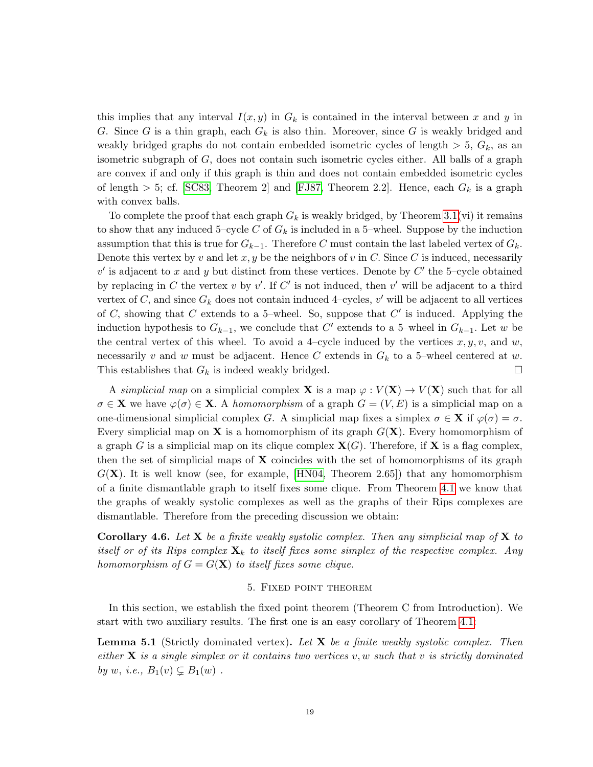this implies that any interval $I(x,y)$ in $G_k$ is contained in the interval between $x$ and $y$ in $G$. Since $G$ is a thin graph, each $G_k$ is also thin. Moreover, since $G$ is weakly bridged and weakly bridged graphs do not contain embedded isometric cycles of length $> 5$, $G_k$, as an isometric subgraph of $G$, does not contain such isometric cycles either. All balls of a graph are convex if and only if this graph is thin and does not contain embedded isometric cycles of length $> 5$; cf. [SC83, Theorem 2] and [FJ87, Theorem 2.2]. Hence, each $G_k$ is a graph with convex balls.

To complete the proof that each graph $G_k$ is weakly bridged, by Theorem 3.1(vi) it remains to show that any induced 5–cycle $C$ of $G_k$ is included in a 5–wheel. Suppose by the induction assumption that this is true for $G_{k-1}$. Therefore $C$ must contain the last labeled vertex of $G_k$. Denote this vertex by $v$ and let $x, y$ be the neighbors of $v$ in $C$. Since $C$ is induced, necessarily $v'$ is adjacent to $x$ and $y$ but distinct from these vertices. Denote by $C'$ the 5–cycle obtained by replacing in $C$ the vertex $v$ by $v'$. If $C'$ is not induced, then $v'$ will be adjacent to a third vertex of $C$, and since $G_k$ does not contain induced 4–cycles, $v'$ will be adjacent to all vertices of $C$, showing that $C$ extends to a 5–wheel. So, suppose that $C'$ is induced. Applying the induction hypothesis to $G_{k-1}$, we conclude that $C'$ extends to a 5–wheel in $G_{k-1}$. Let $w$ be the central vertex of this wheel. To avoid a 4–cycle induced by the vertices $x, y, v$, and $w$, necessarily $v$ and $w$ must be adjacent. Hence $C$ extends in $G_k$ to a 5–wheel centered at $w$. This establishes that $G_k$ is indeed weakly bridged. □

A *simplicial map* on a simplicial complex $\mathbf{X}$ is a map $\varphi : V(\mathbf{X}) \to V(\mathbf{X})$ such that for all $\sigma \in \mathbf{X}$ we have $\varphi(\sigma) \in \mathbf{X}$. A *homomorphism* of a graph $G = (V, E)$ is a simplicial map on a one-dimensional simplicial complex $G$. A simplicial map fixes a simplex $\sigma \in \mathbf{X}$ if $\varphi(\sigma) = \sigma$. Every simplicial map on $\mathbf{X}$ is a homomorphism of its graph $G(\mathbf{X})$. Every homomorphism of a graph $G$ is a simplicial map on its clique complex $\mathbf{X}(G)$. Therefore, if $\mathbf{X}$ is a flag complex, then the set of simplicial maps of $\mathbf{X}$ coincides with the set of homomorphisms of its graph $G(\mathbf{X})$. It is well know (see, for example, [HN04, Theorem 2.65]) that any homomorphism of a finite dismantlable graph to itself fixes some clique. From Theorem 4.1 we know that the graphs of weakly systolic complexes as well as the graphs of their Rips complexes are dismantlable. Therefore from the preceding discussion we obtain:

**Corollary 4.6.** *Let $\mathbf{X}$ be a finite weakly systolic complex. Then any simplicial map of $\mathbf{X}$ to itself or of its Rips complex $\mathbf{X}_k$ to itself fixes some simplex of the respective complex. Any homomorphism of $G = G(\mathbf{X})$ to itself fixes some clique.*

## 5. Fixed point theorem

In this section, we establish the fixed point theorem (Theorem C from Introduction). We start with two auxiliary results. The first one is an easy corollary of Theorem 4.1:

**Lemma 5.1** (Strictly dominated vertex)**.** *Let $\mathbf{X}$ be a finite weakly systolic complex. Then either $\mathbf{X}$ is a single simplex or it contains two vertices $v, w$ such that $v$ is strictly dominated by $w$, i.e., $B_1(v) \subsetneq B_1(w)$ .*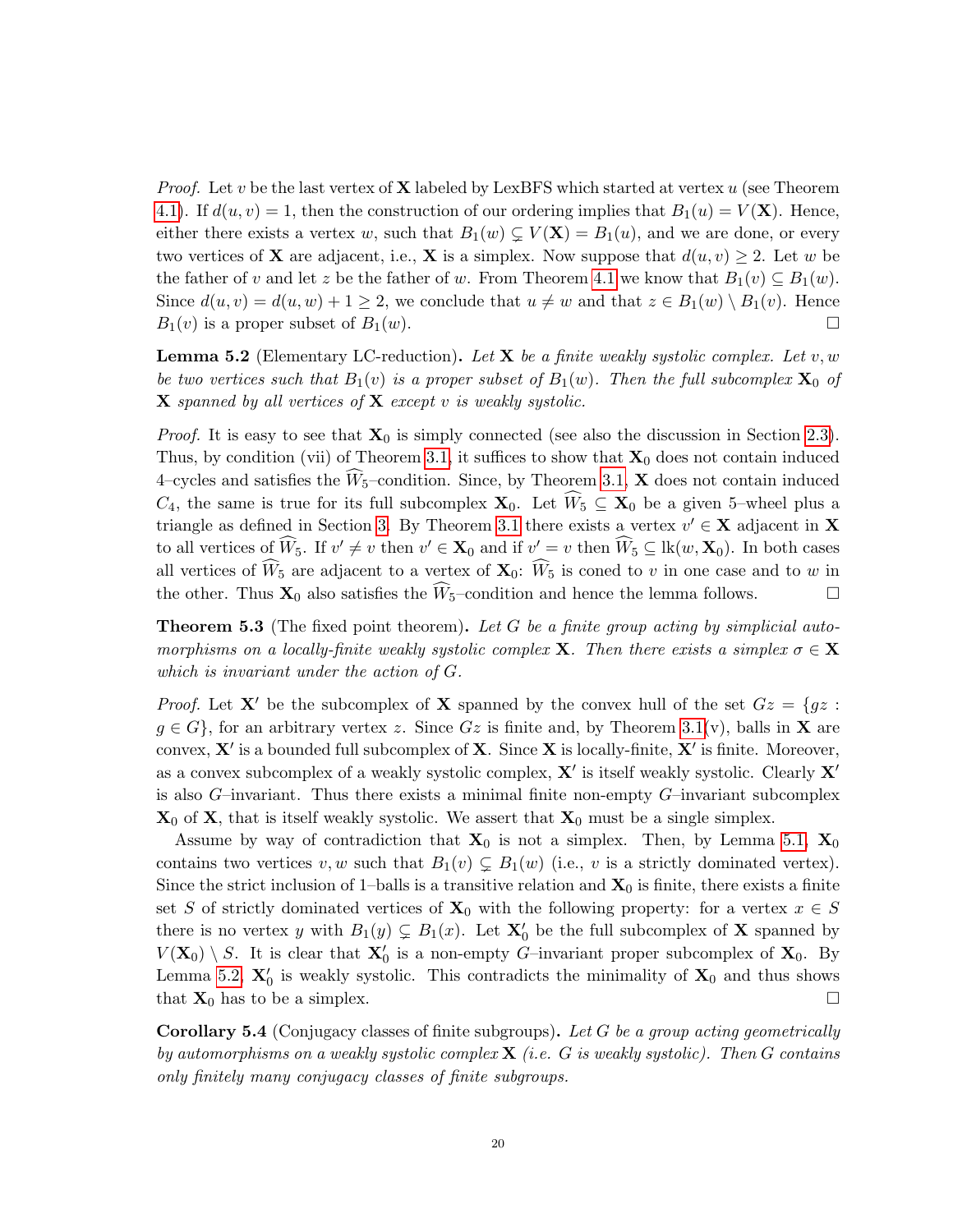*Proof.* Let $v$ be the last vertex of $\mathbf{X}$ labeled by LexBFS which started at vertex $u$ (see Theorem 4.1). If $d(u,v) = 1$, then the construction of our ordering implies that $B_1(u) = V(\mathbf{X})$. Hence, either there exists a vertex $w$, such that $B_1(w) \subsetneq V(\mathbf{X}) = B_1(u)$, and we are done, or every two vertices of $\mathbf{X}$ are adjacent, i.e., $\mathbf{X}$ is a simplex. Now suppose that $d(u,v) \geq 2$. Let $w$ be the father of $v$ and let $z$ be the father of $w$. From Theorem 4.1 we know that $B_1(v) \subseteq B_1(w)$. Since $d(u,v) = d(u,w) + 1 \geq 2$, we conclude that $u \neq w$ and that $z \in B_1(w) \setminus B_1(v)$. Hence $B_1(v)$ is a proper subset of $B_1(w)$. □

**Lemma 5.2** (Elementary LC-reduction)**.** *Let $\mathbf{X}$ be a finite weakly systolic complex. Let $v, w$ be two vertices such that $B_1(v)$ is a proper subset of $B_1(w)$. Then the full subcomplex $\mathbf{X}_0$ of $\mathbf{X}$ spanned by all vertices of $\mathbf{X}$ except $v$ is weakly systolic.*

*Proof.* It is easy to see that $\mathbf{X}_0$ is simply connected (see also the discussion in Section 2.3). Thus, by condition (vii) of Theorem 3.1, it suffices to show that $\mathbf{X}_0$ does not contain induced 4–cycles and satisfies the $\widehat{W}_5$–condition. Since, by Theorem 3.1, $\mathbf{X}$ does not contain induced $C_4$, the same is true for its full subcomplex $\mathbf{X}_0$. Let $\widehat{W}_5 \subseteq \mathbf{X}_0$ be a given 5–wheel plus a triangle as defined in Section 3. By Theorem 3.1 there exists a vertex $v' \in \mathbf{X}$ adjacent in $\mathbf{X}$ to all vertices of $\widehat{W}_5$. If $v' \neq v$ then $v' \in \mathbf{X}_0$ and if $v' = v$ then $\widehat{W}_5 \subseteq \mathrm{lk}(w, \mathbf{X}_0)$. In both cases all vertices of $\widehat{W}_5$ are adjacent to a vertex of $\mathbf{X}_0$: $\widehat{W}_5$ is coned to $v$ in one case and to $w$ in the other. Thus $\mathbf{X}_0$ also satisfies the $\widehat{W}_5$–condition and hence the lemma follows. □

**Theorem 5.3** (The fixed point theorem)**.** *Let $G$ be a finite group acting by simplicial automorphisms on a locally-finite weakly systolic complex $\mathbf{X}$. Then there exists a simplex $\sigma \in \mathbf{X}$ which is invariant under the action of $G$.*

*Proof.* Let $\mathbf{X}'$ be the subcomplex of $\mathbf{X}$ spanned by the convex hull of the set $Gz = \{gz : g \in G\}$, for an arbitrary vertex $z$. Since $Gz$ is finite and, by Theorem 3.1(v), balls in $\mathbf{X}$ are convex, $\mathbf{X}'$ is a bounded full subcomplex of $\mathbf{X}$. Since $\mathbf{X}$ is locally-finite, $\mathbf{X}'$ is finite. Moreover, as a convex subcomplex of a weakly systolic complex, $\mathbf{X}'$ is itself weakly systolic. Clearly $\mathbf{X}'$ is also $G$–invariant. Thus there exists a minimal finite non-empty $G$–invariant subcomplex $\mathbf{X}_0$ of $\mathbf{X}$, that is itself weakly systolic. We assert that $\mathbf{X}_0$ must be a single simplex.

Assume by way of contradiction that $\mathbf{X}_0$ is not a simplex. Then, by Lemma 5.1, $\mathbf{X}_0$ contains two vertices $v, w$ such that $B_1(v) \subsetneq B_1(w)$ (i.e., $v$ is a strictly dominated vertex). Since the strict inclusion of 1–balls is a transitive relation and $\mathbf{X}_0$ is finite, there exists a finite set $S$ of strictly dominated vertices of $\mathbf{X}_0$ with the following property: for a vertex $x \in S$ there is no vertex $y$ with $B_1(y) \subsetneq B_1(x)$. Let $\mathbf{X}_0'$ be the full subcomplex of $\mathbf{X}$ spanned by $V(\mathbf{X}_0) \setminus S$. It is clear that $\mathbf{X}_0'$ is a non-empty $G$–invariant proper subcomplex of $\mathbf{X}_0$. By Lemma 5.2, $\mathbf{X}_0'$ is weakly systolic. This contradicts the minimality of $\mathbf{X}_0$ and thus shows that $\mathbf{X}_0$ has to be a simplex. □

**Corollary 5.4** (Conjugacy classes of finite subgroups)**.** *Let $G$ be a group acting geometrically by automorphisms on a weakly systolic complex $\mathbf{X}$ (i.e. $G$ is weakly systolic). Then $G$ contains only finitely many conjugacy classes of finite subgroups.*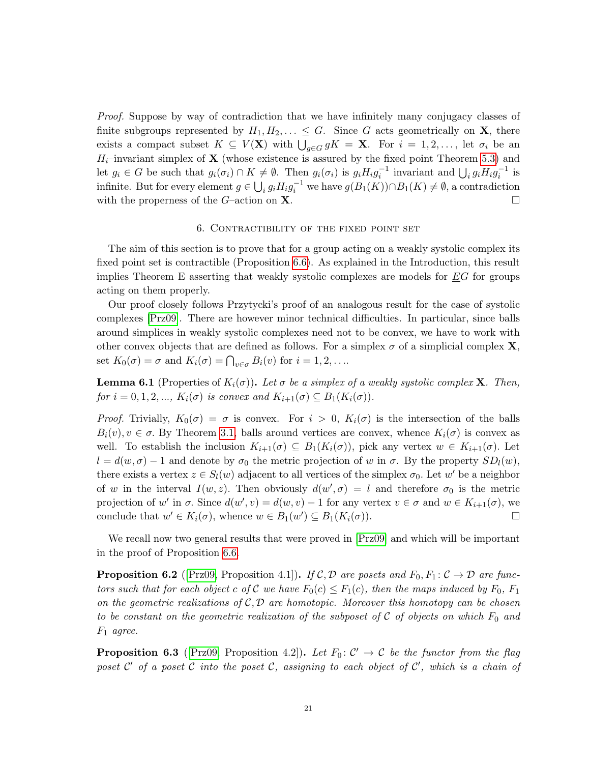*Proof.* Suppose by way of contradiction that we have infinitely many conjugacy classes of finite subgroups represented by $H_1, H_2, \ldots \leq G$. Since $G$ acts geometrically on $\mathbf{X}$, there exists a compact subset $K \subseteq V(\mathbf{X})$ with $\bigcup_{g \in G} gK = \mathbf{X}$. For $i = 1, 2, \ldots,$ let $\sigma_i$ be an $H_i$–invariant simplex of $\mathbf{X}$ (whose existence is assured by the fixed point Theorem 5.3) and let $g_i \in G$ be such that $g_i(\sigma_i) \cap K \neq \emptyset$. Then $g_i(\sigma_i)$ is $g_i H_i g_i^{-1}$ invariant and $\bigcup_i g_i H_i g_i^{-1}$ is infinite. But for every element $g \in \bigcup_i g_i H_i g_i^{-1}$ we have $g(B_1(K)) \cap B_1(K) \neq \emptyset$, a contradiction with the properness of the $G$–action on $\mathbf{X}$. $\square$

## 6. Contractibility of the fixed point set

The aim of this section is to prove that for a group acting on a weakly systolic complex its fixed point set is contractible (Proposition 6.6). As explained in the Introduction, this result implies Theorem E asserting that weakly systolic complexes are models for $\underline{E}G$ for groups acting on them properly.

Our proof closely follows Przytycki's proof of an analogous result for the case of systolic complexes [Prz09]. There are however minor technical difficulties. In particular, since balls around simplices in weakly systolic complexes need not to be convex, we have to work with other convex objects that are defined as follows. For a simplex $\sigma$ of a simplicial complex $\mathbf{X}$, set $K_0(\sigma) = \sigma$ and $K_i(\sigma) = \bigcap_{v \in \sigma} B_i(v)$ for $i = 1, 2, \ldots$.

**Lemma 6.1** (Properties of $K_i(\sigma)$)**.** *Let $\sigma$ be a simplex of a weakly systolic complex $\mathbf{X}$. Then, for $i = 0, 1, 2, \ldots$, $K_i(\sigma)$ is convex and $K_{i+1}(\sigma) \subseteq B_1(K_i(\sigma))$.*

*Proof.* Trivially, $K_0(\sigma) = \sigma$ is convex. For $i > 0$, $K_i(\sigma)$ is the intersection of the balls $B_i(v), v \in \sigma$. By Theorem 3.1, balls around vertices are convex, whence $K_i(\sigma)$ is convex as well. To establish the inclusion $K_{i+1}(\sigma) \subseteq B_1(K_i(\sigma))$, pick any vertex $w \in K_{i+1}(\sigma)$. Let $l = d(w, \sigma) - 1$ and denote by $\sigma_0$ the metric projection of $w$ in $\sigma$. By the property $SD_l(w)$, there exists a vertex $z \in S_l(w)$ adjacent to all vertices of the simplex $\sigma_0$. Let $w'$ be a neighbor of $w$ in the interval $I(w, z)$. Then obviously $d(w', \sigma) = l$ and therefore $\sigma_0$ is the metric projection of $w'$ in $\sigma$. Since $d(w', v) = d(w, v) - 1$ for any vertex $v \in \sigma$ and $w \in K_{i+1}(\sigma)$, we conclude that $w' \in K_i(\sigma)$, whence $w \in B_1(w') \subseteq B_1(K_i(\sigma))$. $\square$

We recall now two general results that were proved in [Prz09] and which will be important in the proof of Proposition 6.6.

**Proposition 6.2** ([Prz09, Proposition 4.1])**.** *If $\mathcal{C}, \mathcal{D}$ are posets and $F_0, F_1 \colon \mathcal{C} \to \mathcal{D}$ are functors such that for each object $c$ of $\mathcal{C}$ we have $F_0(c) \leq F_1(c)$, then the maps induced by $F_0$, $F_1$ on the geometric realizations of $\mathcal{C}, \mathcal{D}$ are homotopic. Moreover this homotopy can be chosen to be constant on the geometric realization of the subposet of $\mathcal{C}$ of objects on which $F_0$ and $F_1$ agree.*

**Proposition 6.3** ([Prz09, Proposition 4.2])**.** *Let $F_0 \colon \mathcal{C}' \to \mathcal{C}$ be the functor from the flag poset $\mathcal{C}'$ of a poset $\mathcal{C}$ into the poset $\mathcal{C}$, assigning to each object of $\mathcal{C}'$, which is a chain of*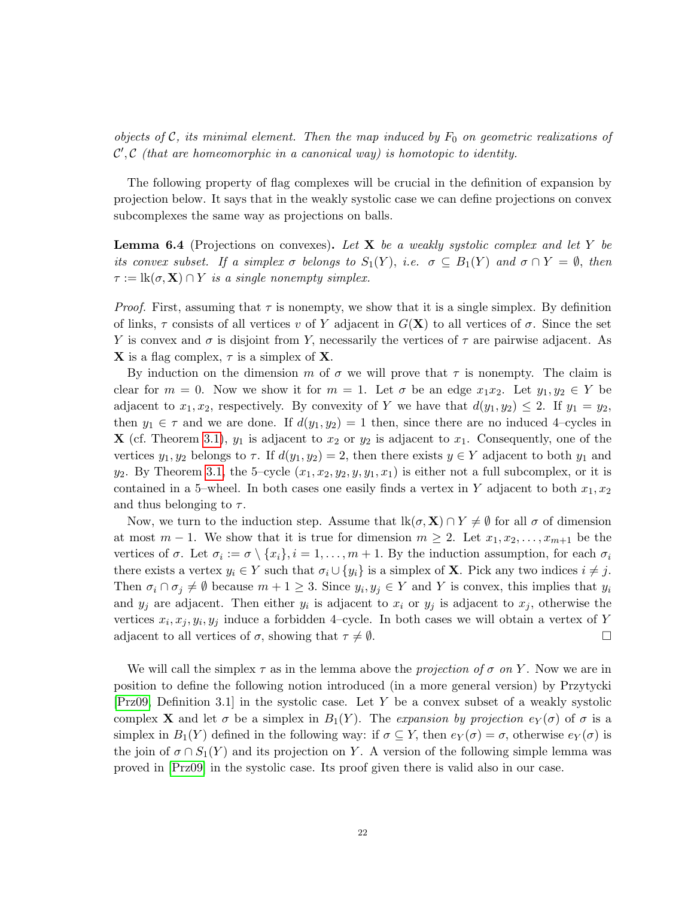*objects of $\mathcal{C}$, its minimal element. Then the map induced by $F_0$ on geometric realizations of $\mathcal{C}', \mathcal{C}$ (that are homeomorphic in a canonical way) is homotopic to identity.*

The following property of flag complexes will be crucial in the definition of expansion by projection below. It says that in the weakly systolic case we can define projections on convex subcomplexes the same way as projections on balls.

**Lemma 6.4** (Projections on convexes)**.** *Let $\mathbf{X}$ be a weakly systolic complex and let $Y$ be its convex subset. If a simplex $\sigma$ belongs to $S_1(Y)$, i.e. $\sigma \subseteq B_1(Y)$ and $\sigma \cap Y = \emptyset$, then $\tau := \mathrm{lk}(\sigma, \mathbf{X}) \cap Y$ is a single nonempty simplex.*

*Proof.* First, assuming that $\tau$ is nonempty, we show that it is a single simplex. By definition of links, $\tau$ consists of all vertices $v$ of $Y$ adjacent in $G(\mathbf{X})$ to all vertices of $\sigma$. Since the set $Y$ is convex and $\sigma$ is disjoint from $Y$, necessarily the vertices of $\tau$ are pairwise adjacent. As $\mathbf{X}$ is a flag complex, $\tau$ is a simplex of $\mathbf{X}$.

By induction on the dimension $m$ of $\sigma$ we will prove that $\tau$ is nonempty. The claim is clear for $m = 0$. Now we show it for $m = 1$. Let $\sigma$ be an edge $x_1x_2$. Let $y_1, y_2 \in Y$ be adjacent to $x_1, x_2$, respectively. By convexity of $Y$ we have that $d(y_1, y_2) \leq 2$. If $y_1 = y_2$, then $y_1 \in \tau$ and we are done. If $d(y_1, y_2) = 1$ then, since there are no induced 4–cycles in $\mathbf{X}$ (cf. Theorem 3.1), $y_1$ is adjacent to $x_2$ or $y_2$ is adjacent to $x_1$. Consequently, one of the vertices $y_1, y_2$ belongs to $\tau$. If $d(y_1, y_2) = 2$, then there exists $y \in Y$ adjacent to both $y_1$ and $y_2$. By Theorem 3.1, the 5–cycle $(x_1, x_2, y_2, y, y_1, x_1)$ is either not a full subcomplex, or it is contained in a 5–wheel. In both cases one easily finds a vertex in $Y$ adjacent to both $x_1, x_2$ and thus belonging to $\tau$.

Now, we turn to the induction step. Assume that $\mathrm{lk}(\sigma, \mathbf{X}) \cap Y \neq \emptyset$ for all $\sigma$ of dimension at most $m-1$. We show that it is true for dimension $m \geq 2$. Let $x_1, x_2, \ldots, x_{m+1}$ be the vertices of $\sigma$. Let $\sigma_i := \sigma \setminus \{x_i\}, i = 1, \ldots, m+1$. By the induction assumption, for each $\sigma_i$ there exists a vertex $y_i \in Y$ such that $\sigma_i \cup \{y_i\}$ is a simplex of $\mathbf{X}$. Pick any two indices $i \neq j$. Then $\sigma_i \cap \sigma_j \neq \emptyset$ because $m + 1 \geq 3$. Since $y_i, y_j \in Y$ and $Y$ is convex, this implies that $y_i$ and $y_j$ are adjacent. Then either $y_i$ is adjacent to $x_i$ or $y_j$ is adjacent to $x_j$, otherwise the vertices $x_i, x_j, y_i, y_j$ induce a forbidden 4–cycle. In both cases we will obtain a vertex of $Y$ adjacent to all vertices of $\sigma$, showing that $\tau \neq \emptyset$. $\square$

We will call the simplex $\tau$ as in the lemma above the *projection of $\sigma$ on $Y$*. Now we are in position to define the following notion introduced (in a more general version) by Przytycki [Prz09, Definition 3.1] in the systolic case. Let $Y$ be a convex subset of a weakly systolic complex $\mathbf{X}$ and let $\sigma$ be a simplex in $B_1(Y)$. The *expansion by projection* $e_Y(\sigma)$ of $\sigma$ is a simplex in $B_1(Y)$ defined in the following way: if $\sigma \subseteq Y$, then $e_Y(\sigma) = \sigma$, otherwise $e_Y(\sigma)$ is the join of $\sigma \cap S_1(Y)$ and its projection on $Y$. A version of the following simple lemma was proved in [Prz09] in the systolic case. Its proof given there is valid also in our case.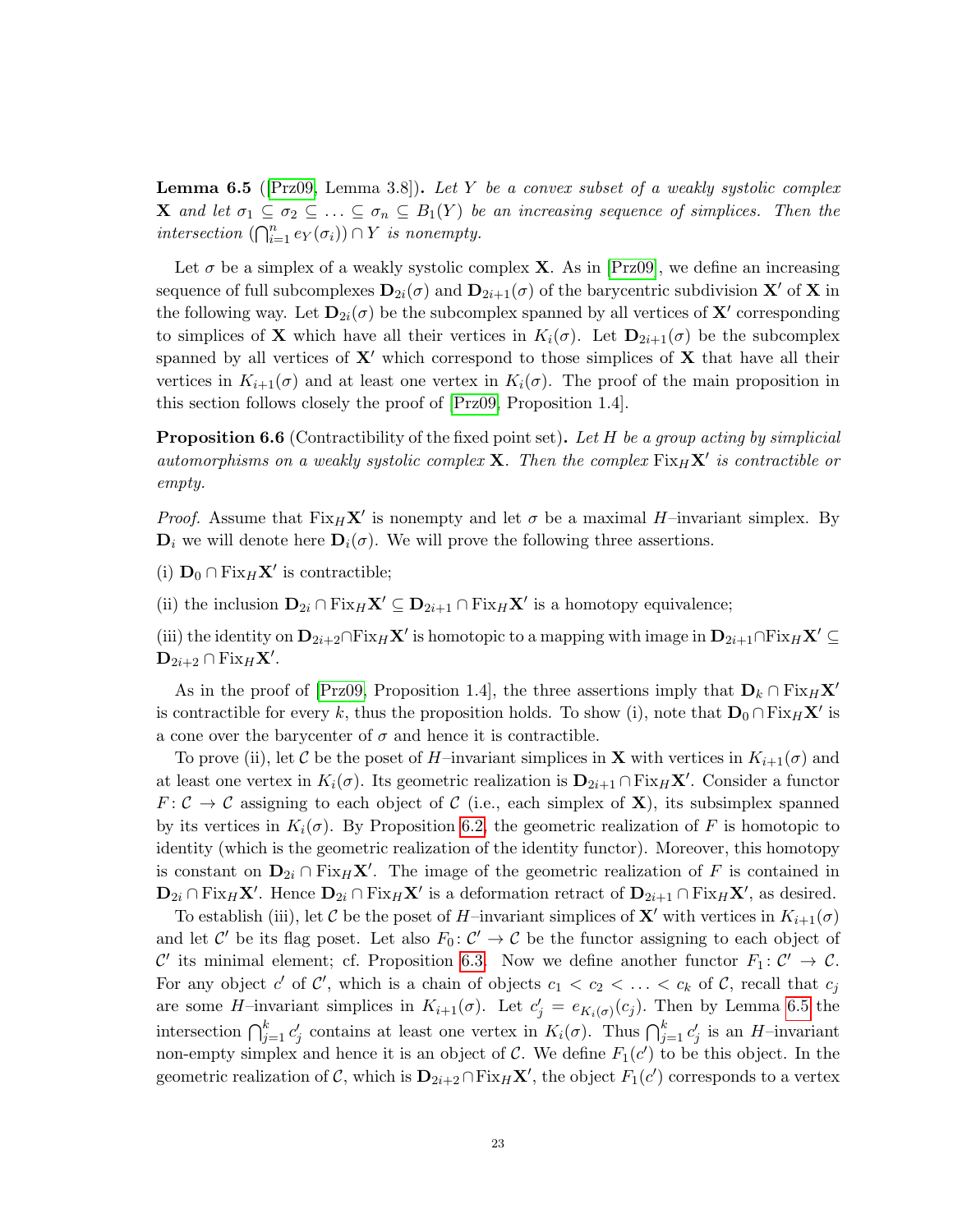**Lemma 6.5** ([Prz09, Lemma 3.8])**.** *Let $Y$ be a convex subset of a weakly systolic complex $\mathbf{X}$ and let $\sigma_1 \subseteq \sigma_2 \subseteq \ldots \subseteq \sigma_n \subseteq B_1(Y)$ be an increasing sequence of simplices. Then the intersection $(\bigcap_{i=1}^n e_Y(\sigma_i)) \cap Y$ is nonempty.*

Let $\sigma$ be a simplex of a weakly systolic complex $\mathbf{X}$. As in [Prz09], we define an increasing sequence of full subcomplexes $\mathbf{D}_{2i}(\sigma)$ and $\mathbf{D}_{2i+1}(\sigma)$ of the barycentric subdivision $\mathbf{X}'$ of $\mathbf{X}$ in the following way. Let $\mathbf{D}_{2i}(\sigma)$ be the subcomplex spanned by all vertices of $\mathbf{X}'$ corresponding to simplices of $\mathbf{X}$ which have all their vertices in $K_i(\sigma)$. Let $\mathbf{D}_{2i+1}(\sigma)$ be the subcomplex spanned by all vertices of $\mathbf{X}'$ which correspond to those simplices of $\mathbf{X}$ that have all their vertices in $K_{i+1}(\sigma)$ and at least one vertex in $K_i(\sigma)$. The proof of the main proposition in this section follows closely the proof of [Prz09, Proposition 1.4].

**Proposition 6.6** (Contractibility of the fixed point set)**.** *Let $H$ be a group acting by simplicial automorphisms on a weakly systolic complex $\mathbf{X}$. Then the complex $\mathrm{Fix}_H\mathbf{X}'$ is contractible or empty.*

*Proof.* Assume that $\mathrm{Fix}_H\mathbf{X}'$ is nonempty and let $\sigma$ be a maximal $H$–invariant simplex. By $\mathbf{D}_i$ we will denote here $\mathbf{D}_i(\sigma)$. We will prove the following three assertions.

(i) $\mathbf{D}_0 \cap \mathrm{Fix}_H\mathbf{X}'$ is contractible;

(ii) the inclusion $\mathbf{D}_{2i} \cap \mathrm{Fix}_H\mathbf{X}' \subseteq \mathbf{D}_{2i+1} \cap \mathrm{Fix}_H\mathbf{X}'$ is a homotopy equivalence;

(iii) the identity on $\mathbf{D}_{2i+2} \cap \mathrm{Fix}_H\mathbf{X}'$ is homotopic to a mapping with image in $\mathbf{D}_{2i+1} \cap \mathrm{Fix}_H\mathbf{X}' \subseteq \mathbf{D}_{2i+2} \cap \mathrm{Fix}_H\mathbf{X}'$.

As in the proof of [Prz09, Proposition 1.4], the three assertions imply that $\mathbf{D}_k \cap \mathrm{Fix}_H\mathbf{X}'$ is contractible for every $k$, thus the proposition holds. To show (i), note that $\mathbf{D}_0 \cap \mathrm{Fix}_H\mathbf{X}'$ is a cone over the barycenter of $\sigma$ and hence it is contractible.

To prove (ii), let $\mathcal{C}$ be the poset of $H$–invariant simplices in $\mathbf{X}$ with vertices in $K_{i+1}(\sigma)$ and at least one vertex in $K_i(\sigma)$. Its geometric realization is $\mathbf{D}_{2i+1} \cap \mathrm{Fix}_H\mathbf{X}'$. Consider a functor $F\colon \mathcal{C} \to \mathcal{C}$ assigning to each object of $\mathcal{C}$ (i.e., each simplex of $\mathbf{X}$), its subsimplex spanned by its vertices in $K_i(\sigma)$. By Proposition 6.2, the geometric realization of $F$ is homotopic to identity (which is the geometric realization of the identity functor). Moreover, this homotopy is constant on $\mathbf{D}_{2i} \cap \mathrm{Fix}_H\mathbf{X}'$. The image of the geometric realization of $F$ is contained in $\mathbf{D}_{2i} \cap \mathrm{Fix}_H\mathbf{X}'$. Hence $\mathbf{D}_{2i} \cap \mathrm{Fix}_H\mathbf{X}'$ is a deformation retract of $\mathbf{D}_{2i+1} \cap \mathrm{Fix}_H\mathbf{X}'$, as desired.

To establish (iii), let $\mathcal{C}$ be the poset of $H$–invariant simplices of $\mathbf{X}'$ with vertices in $K_{i+1}(\sigma)$ and let $\mathcal{C}'$ be its flag poset. Let also $F_0\colon \mathcal{C}' \to \mathcal{C}$ be the functor assigning to each object of $\mathcal{C}'$ its minimal element; cf. Proposition 6.3. Now we define another functor $F_1\colon \mathcal{C}' \to \mathcal{C}$. For any object $c'$ of $\mathcal{C}'$, which is a chain of objects $c_1 < c_2 < \ldots < c_k$ of $\mathcal{C}$, recall that $c_j$ are some $H$–invariant simplices in $K_{i+1}(\sigma)$. Let $c_j' = e_{K_i(\sigma)}(c_j)$. Then by Lemma 6.5 the intersection $\bigcap_{j=1}^k c_j'$ contains at least one vertex in $K_i(\sigma)$. Thus $\bigcap_{j=1}^k c_j'$ is an $H$–invariant non-empty simplex and hence it is an object of $\mathcal{C}$. We define $F_1(c')$ to be this object. In the geometric realization of $\mathcal{C}$, which is $\mathbf{D}_{2i+2} \cap \mathrm{Fix}_H\mathbf{X}'$, the object $F_1(c')$ corresponds to a vertex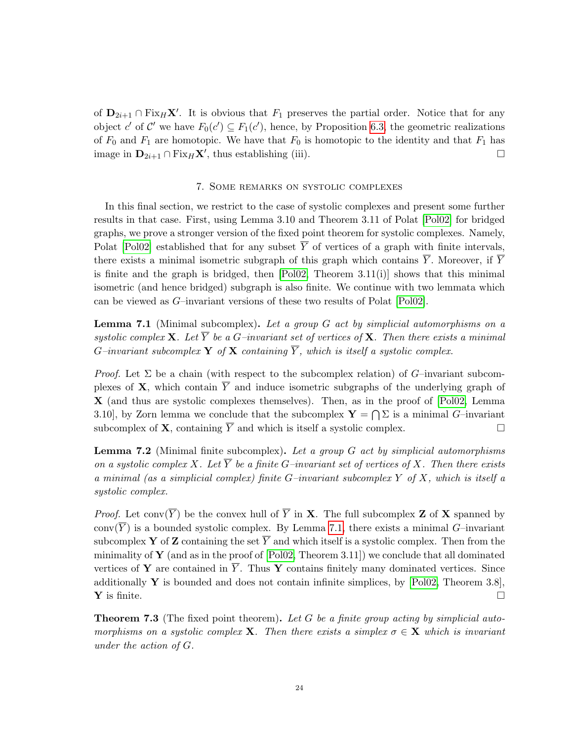of $\mathbf{D}_{2i+1} \cap \mathrm{Fix}_H \mathbf{X}'$. It is obvious that $F_1$ preserves the partial order. Notice that for any object $c'$ of $\mathcal{C}'$ we have $F_0(c') \subseteq F_1(c')$, hence, by Proposition 6.3, the geometric realizations of $F_0$ and $F_1$ are homotopic. We have that $F_0$ is homotopic to the identity and that $F_1$ has image in $\mathbf{D}_{2i+1} \cap \mathrm{Fix}_H \mathbf{X}'$, thus establishing (iii). □

## 7. Some remarks on systolic complexes

In this final section, we restrict to the case of systolic complexes and present some further results in that case. First, using Lemma 3.10 and Theorem 3.11 of Polat [Pol02] for bridged graphs, we prove a stronger version of the fixed point theorem for systolic complexes. Namely, Polat [Pol02] established that for any subset $\overline{Y}$ of vertices of a graph with finite intervals, there exists a minimal isometric subgraph of this graph which contains $\overline{Y}$. Moreover, if $\overline{Y}$ is finite and the graph is bridged, then [Pol02, Theorem 3.11(i)] shows that this minimal isometric (and hence bridged) subgraph is also finite. We continue with two lemmata which can be viewed as $G$–invariant versions of these two results of Polat [Pol02].

**Lemma 7.1** (Minimal subcomplex)**.** *Let a group $G$ act by simplicial automorphisms on a systolic complex $\mathbf{X}$. Let $\overline{Y}$ be a $G$–invariant set of vertices of $\mathbf{X}$. Then there exists a minimal $G$–invariant subcomplex $\mathbf{Y}$ of $\mathbf{X}$ containing $\overline{Y}$, which is itself a systolic complex.*

*Proof.* Let $\Sigma$ be a chain (with respect to the subcomplex relation) of $G$–invariant subcomplexes of $\mathbf{X}$, which contain $\overline{Y}$ and induce isometric subgraphs of the underlying graph of $\mathbf{X}$ (and thus are systolic complexes themselves). Then, as in the proof of [Pol02, Lemma 3.10], by Zorn lemma we conclude that the subcomplex $\mathbf{Y} = \bigcap \Sigma$ is a minimal $G$–invariant subcomplex of $\mathbf{X}$, containing $\overline{Y}$ and which is itself a systolic complex. □

**Lemma 7.2** (Minimal finite subcomplex)**.** *Let a group $G$ act by simplicial automorphisms on a systolic complex $X$. Let $\overline{Y}$ be a finite $G$–invariant set of vertices of $X$. Then there exists a minimal (as a simplicial complex) finite $G$–invariant subcomplex $Y$ of $X$, which is itself a systolic complex.*

*Proof.* Let $\mathrm{conv}(\overline{Y})$ be the convex hull of $\overline{Y}$ in $\mathbf{X}$. The full subcomplex $\mathbf{Z}$ of $\mathbf{X}$ spanned by $\mathrm{conv}(\overline{Y})$ is a bounded systolic complex. By Lemma 7.1, there exists a minimal $G$–invariant subcomplex $\mathbf{Y}$ of $\mathbf{Z}$ containing the set $\overline{Y}$ and which itself is a systolic complex. Then from the minimality of $\mathbf{Y}$ (and as in the proof of [Pol02, Theorem 3.11]) we conclude that all dominated vertices of $\mathbf{Y}$ are contained in $\overline{Y}$. Thus $\mathbf{Y}$ contains finitely many dominated vertices. Since additionally $\mathbf{Y}$ is bounded and does not contain infinite simplices, by [Pol02, Theorem 3.8], $\mathbf{Y}$ is finite. □

**Theorem 7.3** (The fixed point theorem)**.** *Let $G$ be a finite group acting by simplicial automorphisms on a systolic complex $\mathbf{X}$. Then there exists a simplex $\sigma \in \mathbf{X}$ which is invariant under the action of $G$.*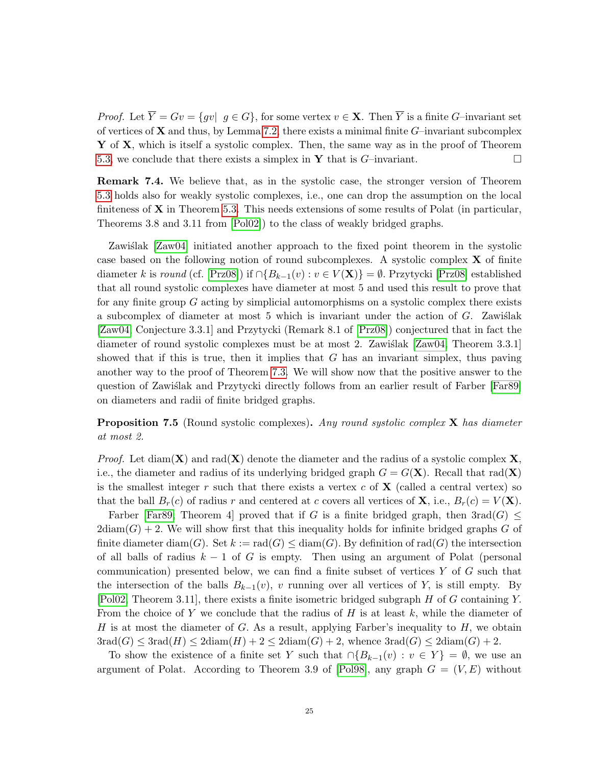*Proof.* Let $\overline{Y} = Gv = \{gv| \ g \in G\}$, for some vertex $v \in \mathbf{X}$. Then $\overline{Y}$ is a finite $G$–invariant set of vertices of $\mathbf{X}$ and thus, by Lemma 7.2, there exists a minimal finite $G$–invariant subcomplex $\mathbf{Y}$ of $\mathbf{X}$, which is itself a systolic complex. Then, the same way as in the proof of Theorem 5.3, we conclude that there exists a simplex in $\mathbf{Y}$ that is $G$–invariant. □

**Remark 7.4.** We believe that, as in the systolic case, the stronger version of Theorem 5.3 holds also for weakly systolic complexes, i.e., one can drop the assumption on the local finiteness of $\mathbf{X}$ in Theorem 5.3. This needs extensions of some results of Polat (in particular, Theorems 3.8 and 3.11 from [Pol02]) to the class of weakly bridged graphs.

Zawiślak [Zaw04] initiated another approach to the fixed point theorem in the systolic case based on the following notion of round subcomplexes. A systolic complex $\mathbf{X}$ of finite diameter $k$ is *round* (cf. [Prz08]) if $\cap\{B_{k-1}(v) : v \in V(\mathbf{X})\} = \emptyset$. Przytycki [Prz08] established that all round systolic complexes have diameter at most 5 and used this result to prove that for any finite group $G$ acting by simplicial automorphisms on a systolic complex there exists a subcomplex of diameter at most 5 which is invariant under the action of $G$. Zawiślak [Zaw04, Conjecture 3.3.1] and Przytycki (Remark 8.1 of [Prz08]) conjectured that in fact the diameter of round systolic complexes must be at most 2. Zawiślak [Zaw04, Theorem 3.3.1] showed that if this is true, then it implies that $G$ has an invariant simplex, thus paving another way to the proof of Theorem 7.3. We will show now that the positive answer to the question of Zawiślak and Przytycki directly follows from an earlier result of Farber [Far89] on diameters and radii of finite bridged graphs.

**Proposition 7.5** (Round systolic complexes)**.** *Any round systolic complex* $\mathbf{X}$ *has diameter at most 2.*

*Proof.* Let $\mathrm{diam}(\mathbf{X})$ and $\mathrm{rad}(\mathbf{X})$ denote the diameter and the radius of a systolic complex $\mathbf{X}$, i.e., the diameter and radius of its underlying bridged graph $G = G(\mathbf{X})$. Recall that $\mathrm{rad}(\mathbf{X})$ is the smallest integer $r$ such that there exists a vertex $c$ of $\mathbf{X}$ (called a central vertex) so that the ball $B_r(c)$ of radius $r$ and centered at $c$ covers all vertices of $\mathbf{X}$, i.e., $B_r(c) = V(\mathbf{X})$.

Farber [Far89, Theorem 4] proved that if $G$ is a finite bridged graph, then $3\mathrm{rad}(G) \leq 2\mathrm{diam}(G) + 2$. We will show first that this inequality holds for infinite bridged graphs $G$ of finite diameter $\mathrm{diam}(G)$. Set $k := \mathrm{rad}(G) \leq \mathrm{diam}(G)$. By definition of $\mathrm{rad}(G)$ the intersection of all balls of radius $k-1$ of $G$ is empty. Then using an argument of Polat (personal communication) presented below, we can find a finite subset of vertices $Y$ of $G$ such that the intersection of the balls $B_{k-1}(v)$, $v$ running over all vertices of $Y$, is still empty. By [Pol02, Theorem 3.11], there exists a finite isometric bridged subgraph $H$ of $G$ containing $Y$. From the choice of $Y$ we conclude that the radius of $H$ is at least $k$, while the diameter of $H$ is at most the diameter of $G$. As a result, applying Farber's inequality to $H$, we obtain $3\mathrm{rad}(G) \leq 3\mathrm{rad}(H) \leq 2\mathrm{diam}(H) + 2 \leq 2\mathrm{diam}(G) + 2$, whence $3\mathrm{rad}(G) \leq 2\mathrm{diam}(G) + 2$.

To show the existence of a finite set $Y$ such that $\cap\{B_{k-1}(v) : v \in Y\} = \emptyset$, we use an argument of Polat. According to Theorem 3.9 of [Pol98], any graph $G = (V, E)$ without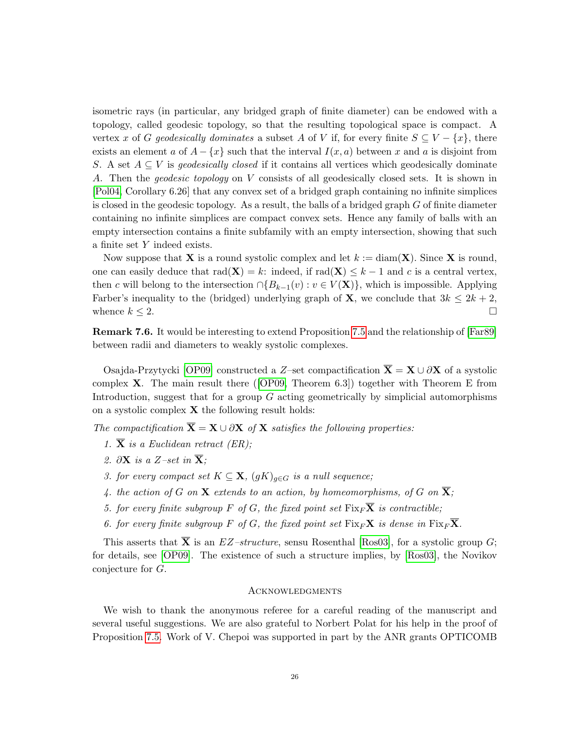isometric rays (in particular, any bridged graph of finite diameter) can be endowed with a topology, called geodesic topology, so that the resulting topological space is compact. A vertex $x$ of $G$ *geodesically dominates* a subset $A$ of $V$ if, for every finite $S \subseteq V - \{x\}$, there exists an element $a$ of $A - \{x\}$ such that the interval $I(x, a)$ between $x$ and $a$ is disjoint from $S$. A set $A \subseteq V$ is *geodesically closed* if it contains all vertices which geodesically dominate $A$. Then the *geodesic topology* on $V$ consists of all geodesically closed sets. It is shown in [Pol04, Corollary 6.26] that any convex set of a bridged graph containing no infinite simplices is closed in the geodesic topology. As a result, the balls of a bridged graph $G$ of finite diameter containing no infinite simplices are compact convex sets. Hence any family of balls with an empty intersection contains a finite subfamily with an empty intersection, showing that such a finite set $Y$ indeed exists.

Now suppose that $\mathbf{X}$ is a round systolic complex and let $k := \mathrm{diam}(\mathbf{X})$. Since $\mathbf{X}$ is round, one can easily deduce that $\mathrm{rad}(\mathbf{X}) = k$: indeed, if $\mathrm{rad}(\mathbf{X}) \leq k - 1$ and $c$ is a central vertex, then $c$ will belong to the intersection $\cap\{B_{k-1}(v) : v \in V(\mathbf{X})\}$, which is impossible. Applying Farber's inequality to the (bridged) underlying graph of $\mathbf{X}$, we conclude that $3k \leq 2k + 2$, whence $k \leq 2$. $\square$

**Remark 7.6.** It would be interesting to extend Proposition 7.5 and the relationship of [Far89] between radii and diameters to weakly systolic complexes.

Osajda-Przytycki [OP09] constructed a $Z$–set compactification $\overline{\mathbf{X}} = \mathbf{X} \cup \partial\mathbf{X}$ of a systolic complex $\mathbf{X}$. The main result there ([OP09, Theorem 6.3]) together with Theorem E from Introduction, suggest that for a group $G$ acting geometrically by simplicial automorphisms on a systolic complex $\mathbf{X}$ the following result holds:

*The compactification $\overline{\mathbf{X}} = \mathbf{X} \cup \partial\mathbf{X}$ of $\mathbf{X}$ satisfies the following properties:*

1. *$\overline{\mathbf{X}}$ is a Euclidean retract (ER);*
2. *$\partial\mathbf{X}$ is a $Z$–set in $\overline{\mathbf{X}}$;*
3. *for every compact set $K \subseteq \mathbf{X}$, $(gK)_{g\in G}$ is a null sequence;*
4. *the action of $G$ on $\mathbf{X}$ extends to an action, by homeomorphisms, of $G$ on $\overline{\mathbf{X}}$;*
5. *for every finite subgroup $F$ of $G$, the fixed point set $\mathrm{Fix}_F\overline{\mathbf{X}}$ is contractible;*
6. *for every finite subgroup $F$ of $G$, the fixed point set $\mathrm{Fix}_F\mathbf{X}$ is dense in $\mathrm{Fix}_F\overline{\mathbf{X}}$.*

This asserts that $\overline{\mathbf{X}}$ is an *EZ–structure*, sensu Rosenthal [Ros03], for a systolic group $G$; for details, see [OP09]. The existence of such a structure implies, by [Ros03], the Novikov conjecture for $G$.

## Acknowledgments

We wish to thank the anonymous referee for a careful reading of the manuscript and several useful suggestions. We are also grateful to Norbert Polat for his help in the proof of Proposition 7.5. Work of V. Chepoi was supported in part by the ANR grants OPTICOMB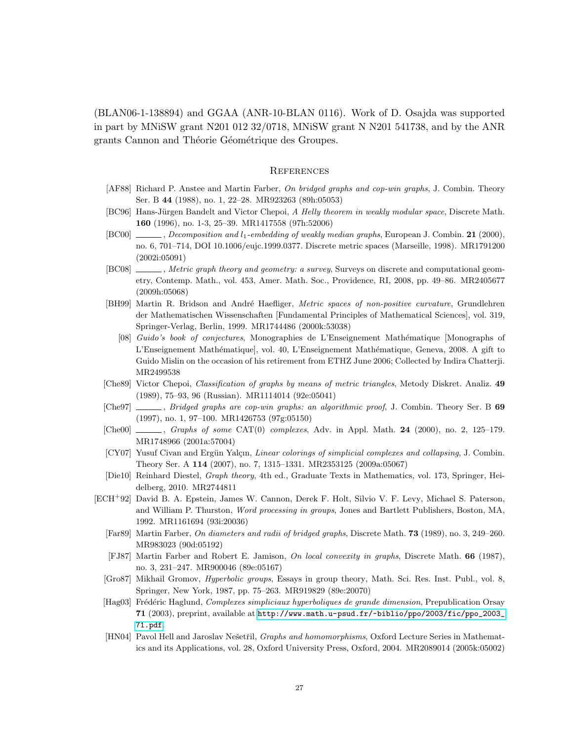(BLAN06-1-138894) and GGAA (ANR-10-BLAN 0116). Work of D. Osajda was supported in part by MNiSW grant N201 012 32/0718, MNiSW grant N N201 541738, and by the ANR grants Cannon and Théorie Géométrique des Groupes.

## References

- [AF88] Richard P. Anstee and Martin Farber, *On bridged graphs and cop-win graphs*, J. Combin. Theory Ser. B **44** (1988), no. 1, 22–28. MR923263 (89h:05053)
- [BC96] Hans-Jürgen Bandelt and Victor Chepoi, *A Helly theorem in weakly modular space*, Discrete Math. **160** (1996), no. 1-3, 25–39. MR1417558 (97h:52006)
- [BC00] ______, *Decomposition and $l_1$-embedding of weakly median graphs*, European J. Combin. **21** (2000), no. 6, 701–714, DOI 10.1006/eujc.1999.0377. Discrete metric spaces (Marseille, 1998). MR1791200 (2002i:05091)
- [BC08] ______, *Metric graph theory and geometry: a survey*, Surveys on discrete and computational geometry, Contemp. Math., vol. 453, Amer. Math. Soc., Providence, RI, 2008, pp. 49–86. MR2405677 (2009h:05068)
- [BH99] Martin R. Bridson and André Haefliger, *Metric spaces of non-positive curvature*, Grundlehren der Mathematischen Wissenschaften [Fundamental Principles of Mathematical Sciences], vol. 319, Springer-Verlag, Berlin, 1999. MR1744486 (2000k:53038)
- [08] *Guido's book of conjectures*, Monographies de L'Enseignement Mathématique [Monographs of L'Enseignement Mathématique], vol. 40, L'Enseignement Mathématique, Geneva, 2008. A gift to Guido Mislin on the occasion of his retirement from ETHZ June 2006; Collected by Indira Chatterji. MR2499538
- [Che89] Victor Chepoi, *Classification of graphs by means of metric triangles*, Metody Diskret. Analiz. **49** (1989), 75–93, 96 (Russian). MR1114014 (92e:05041)
- [Che97] ______, *Bridged graphs are cop-win graphs: an algorithmic proof*, J. Combin. Theory Ser. B **69** (1997), no. 1, 97–100. MR1426753 (97g:05150)
- [Che00] ______, *Graphs of some* CAT(0) *complexes*, Adv. in Appl. Math. **24** (2000), no. 2, 125–179. MR1748966 (2001a:57004)
- [CY07] Yusuf Civan and Ergün Yalçın, *Linear colorings of simplicial complexes and collapsing*, J. Combin. Theory Ser. A **114** (2007), no. 7, 1315–1331. MR2353125 (2009a:05067)
- [Die10] Reinhard Diestel, *Graph theory*, 4th ed., Graduate Texts in Mathematics, vol. 173, Springer, Heidelberg, 2010. MR2744811
- [ECH+92] David B. A. Epstein, James W. Cannon, Derek F. Holt, Silvio V. F. Levy, Michael S. Paterson, and William P. Thurston, *Word processing in groups*, Jones and Bartlett Publishers, Boston, MA, 1992. MR1161694 (93i:20036)
- [Far89] Martin Farber, *On diameters and radii of bridged graphs*, Discrete Math. **73** (1989), no. 3, 249–260. MR983023 (90d:05192)
- [FJ87] Martin Farber and Robert E. Jamison, *On local convexity in graphs*, Discrete Math. **66** (1987), no. 3, 231–247. MR900046 (89e:05167)
- [Gro87] Mikhail Gromov, *Hyperbolic groups*, Essays in group theory, Math. Sci. Res. Inst. Publ., vol. 8, Springer, New York, 1987, pp. 75–263. MR919829 (89e:20070)
- [Hag03] Frédéric Haglund, *Complexes simpliciaux hyperboliques de grande dimension*, Prepublication Orsay **71** (2003), preprint, available at http://www.math.u-psud.fr/~biblio/ppo/2003/fic/ppo_2003_71.pdf.
- [HN04] Pavol Hell and Jaroslav Nešetřil, *Graphs and homomorphisms*, Oxford Lecture Series in Mathematics and its Applications, vol. 28, Oxford University Press, Oxford, 2004. MR2089014 (2005k:05002)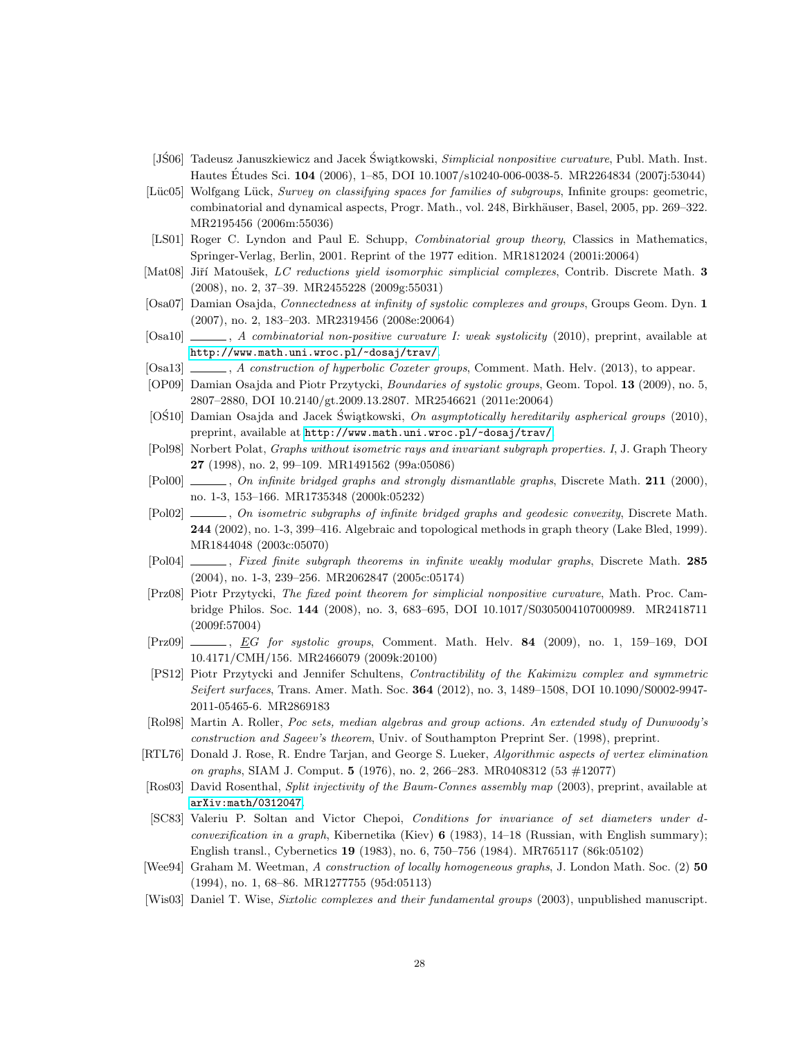[JŚ06] Tadeusz Januszkiewicz and Jacek Świątkowski, *Simplicial nonpositive curvature*, Publ. Math. Inst. Hautes Études Sci. **104** (2006), 1–85, DOI 10.1007/s10240-006-0038-5. MR2264834 (2007j:53044)

[Lüc05] Wolfgang Lück, *Survey on classifying spaces for families of subgroups*, Infinite groups: geometric, combinatorial and dynamical aspects, Progr. Math., vol. 248, Birkhäuser, Basel, 2005, pp. 269–322. MR2195456 (2006m:55036)

[LS01] Roger C. Lyndon and Paul E. Schupp, *Combinatorial group theory*, Classics in Mathematics, Springer-Verlag, Berlin, 2001. Reprint of the 1977 edition. MR1812024 (2001i:20064)

[Mat08] Jiří Matoušek, *LC reductions yield isomorphic simplicial complexes*, Contrib. Discrete Math. **3** (2008), no. 2, 37–39. MR2455228 (2009g:55031)

[Osa07] Damian Osajda, *Connectedness at infinity of systolic complexes and groups*, Groups Geom. Dyn. **1** (2007), no. 2, 183–203. MR2319456 (2008e:20064)

[Osa10] ______, *A combinatorial non-positive curvature I: weak systolicity* (2010), preprint, available at http://www.math.uni.wroc.pl/~dosaj/trav/.

[Osa13] ______, *A construction of hyperbolic Coxeter groups*, Comment. Math. Helv. (2013), to appear.

[OP09] Damian Osajda and Piotr Przytycki, *Boundaries of systolic groups*, Geom. Topol. **13** (2009), no. 5, 2807–2880, DOI 10.2140/gt.2009.13.2807. MR2546621 (2011e:20064)

[OŚ10] Damian Osajda and Jacek Świątkowski, *On asymptotically hereditarily aspherical groups* (2010), preprint, available at http://www.math.uni.wroc.pl/~dosaj/trav/.

[Pol98] Norbert Polat, *Graphs without isometric rays and invariant subgraph properties. I*, J. Graph Theory **27** (1998), no. 2, 99–109. MR1491562 (99a:05086)

[Pol00] ______, *On infinite bridged graphs and strongly dismantlable graphs*, Discrete Math. **211** (2000), no. 1-3, 153–166. MR1735348 (2000k:05232)

[Pol02] ______, *On isometric subgraphs of infinite bridged graphs and geodesic convexity*, Discrete Math. **244** (2002), no. 1-3, 399–416. Algebraic and topological methods in graph theory (Lake Bled, 1999). MR1844048 (2003c:05070)

[Pol04] ______, *Fixed finite subgraph theorems in infinite weakly modular graphs*, Discrete Math. **285** (2004), no. 1-3, 239–256. MR2062847 (2005c:05174)

[Prz08] Piotr Przytycki, *The fixed point theorem for simplicial nonpositive curvature*, Math. Proc. Cambridge Philos. Soc. **144** (2008), no. 3, 683–695, DOI 10.1017/S0305004107000989. MR2418711 (2009f:57004)

[Prz09] ______, *$\underline{E}G$ for systolic groups*, Comment. Math. Helv. **84** (2009), no. 1, 159–169, DOI 10.4171/CMH/156. MR2466079 (2009k:20100)

[PS12] Piotr Przytycki and Jennifer Schultens, *Contractibility of the Kakimizu complex and symmetric Seifert surfaces*, Trans. Amer. Math. Soc. **364** (2012), no. 3, 1489–1508, DOI 10.1090/S0002-9947-2011-05465-6. MR2869183

[Rol98] Martin A. Roller, *Poc sets, median algebras and group actions. An extended study of Dunwoody's construction and Sageev's theorem*, Univ. of Southampton Preprint Ser. (1998), preprint.

[RTL76] Donald J. Rose, R. Endre Tarjan, and George S. Lueker, *Algorithmic aspects of vertex elimination on graphs*, SIAM J. Comput. **5** (1976), no. 2, 266–283. MR0408312 (53 #12077)

[Ros03] David Rosenthal, *Split injectivity of the Baum-Connes assembly map* (2003), preprint, available at arXiv:math/0312047.

[SC83] Valeriu P. Soltan and Victor Chepoi, *Conditions for invariance of set diameters under d-convexification in a graph*, Kibernetika (Kiev) **6** (1983), 14–18 (Russian, with English summary); English transl., Cybernetics **19** (1983), no. 6, 750–756 (1984). MR765117 (86k:05102)

[Wee94] Graham M. Weetman, *A construction of locally homogeneous graphs*, J. London Math. Soc. (2) **50** (1994), no. 1, 68–86. MR1277755 (95d:05113)

[Wis03] Daniel T. Wise, *Sixtolic complexes and their fundamental groups* (2003), unpublished manuscript.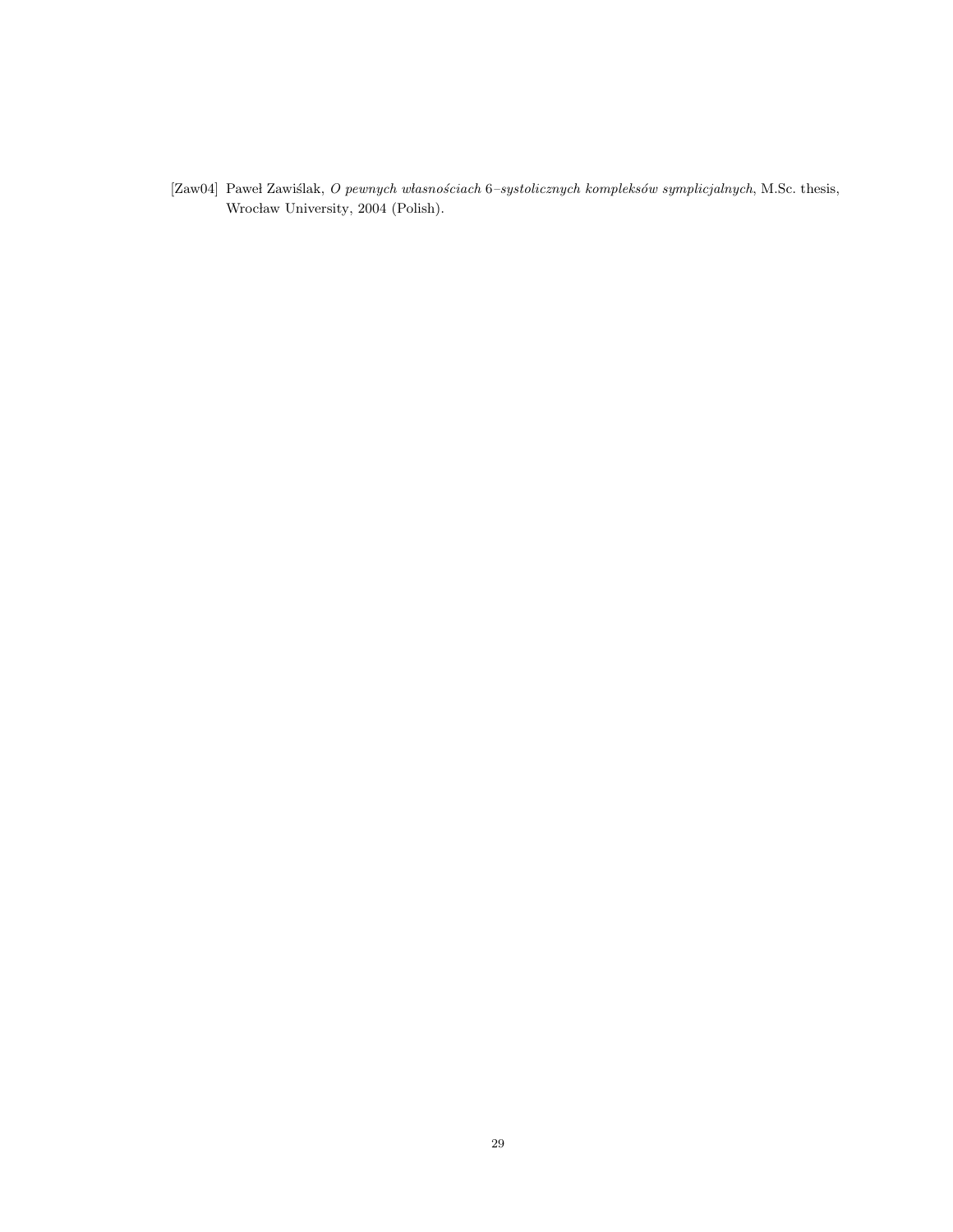[Zaw04] Paweł Zawiślak, *O pewnych własnościach* 6*–systolicznych kompleksów symplicjalnych*, M.Sc. thesis, Wrocław University, 2004 (Polish).